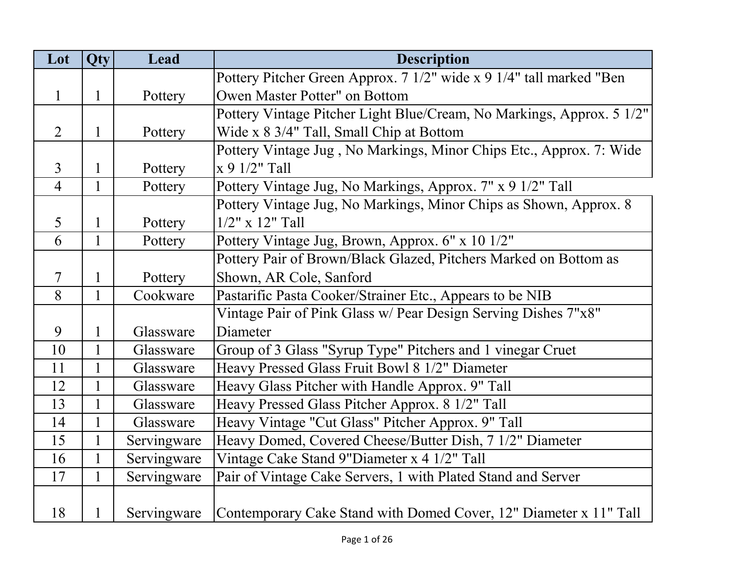| Lot | Qty | Lead | Description |
|---|---|---|---|
| 1 | 1 | Pottery | Pottery Pitcher Green Approx. 7 1/2" wide x 9 1/4" tall marked "Ben Owen Master Potter" on Bottom |
| 2 | 1 | Pottery | Pottery Vintage Pitcher Light Blue/Cream, No Markings, Approx. 5 1/2" Wide x 8 3/4" Tall, Small Chip at Bottom |
| 3 | 1 | Pottery | Pottery Vintage Jug , No Markings, Minor Chips Etc., Approx. 7: Wide x 9 1/2" Tall |
| 4 | 1 | Pottery | Pottery Vintage Jug, No Markings, Approx. 7" x 9 1/2" Tall |
| 5 | 1 | Pottery | Pottery Vintage Jug, No Markings, Minor Chips as Shown, Approx. 8 1/2" x 12" Tall |
| 6 | 1 | Pottery | Pottery Vintage Jug, Brown, Approx. 6" x 10 1/2" |
| 7 | 1 | Pottery | Pottery Pair of Brown/Black Glazed, Pitchers Marked on Bottom as Shown, AR Cole, Sanford |
| 8 | 1 | Cookware | Pastarific Pasta Cooker/Strainer Etc., Appears to be NIB |
| 9 | 1 | Glassware | Vintage Pair of Pink Glass w/ Pear Design Serving Dishes 7"x8" Diameter |
| 10 | 1 | Glassware | Group of 3 Glass "Syrup Type" Pitchers and 1 vinegar Cruet |
| 11 | 1 | Glassware | Heavy Pressed Glass Fruit Bowl 8 1/2" Diameter |
| 12 | 1 | Glassware | Heavy Glass Pitcher with Handle Approx. 9" Tall |
| 13 | 1 | Glassware | Heavy Pressed Glass Pitcher Approx. 8 1/2" Tall |
| 14 | 1 | Glassware | Heavy Vintage "Cut Glass" Pitcher Approx. 9" Tall |
| 15 | 1 | Servingware | Heavy Domed, Covered Cheese/Butter Dish, 7 1/2" Diameter |
| 16 | 1 | Servingware | Vintage Cake Stand 9"Diameter x 4 1/2" Tall |
| 17 | 1 | Servingware | Pair of Vintage Cake Servers, 1 with Plated Stand and Server |
| 18 | 1 | Servingware | Contemporary Cake Stand with Domed Cover, 12" Diameter x 11" Tall |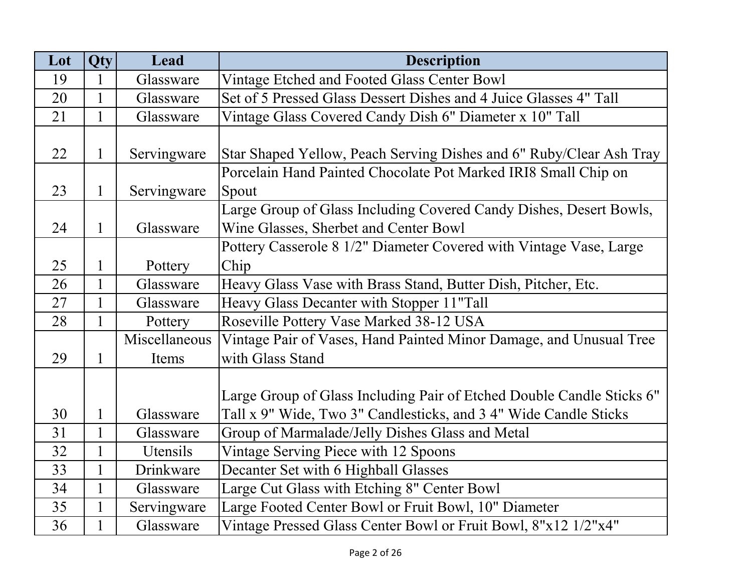| Lot | Qty | Lead | Description |
| --- | --- | --- | --- |
| 19 | 1 | Glassware | Vintage Etched and Footed Glass Center Bowl |
| 20 | 1 | Glassware | Set of 5 Pressed Glass Dessert Dishes and 4 Juice Glasses 4" Tall |
| 21 | 1 | Glassware | Vintage Glass Covered Candy Dish 6" Diameter x 10" Tall |
| 22 | 1 | Servingware | Star Shaped Yellow, Peach Serving Dishes and 6" Ruby/Clear Ash Tray |
| 23 | 1 | Servingware | Porcelain Hand Painted Chocolate Pot Marked IRI8 Small Chip on Spout |
| 24 | 1 | Glassware | Large Group of Glass Including Covered Candy Dishes, Desert Bowls, Wine Glasses, Sherbet and Center Bowl |
| 25 | 1 | Pottery | Pottery Casserole 8 1/2" Diameter Covered with Vintage Vase, Large Chip |
| 26 | 1 | Glassware | Heavy Glass Vase with Brass Stand, Butter Dish, Pitcher, Etc. |
| 27 | 1 | Glassware | Heavy Glass Decanter with Stopper 11"Tall |
| 28 | 1 | Pottery | Roseville Pottery Vase Marked 38-12 USA |
| 29 | 1 | Miscellaneous Items | Vintage Pair of Vases, Hand Painted Minor Damage, and Unusual Tree with Glass Stand |
| 30 | 1 | Glassware | Large Group of Glass Including Pair of Etched Double Candle Sticks 6" Tall x 9" Wide, Two 3" Candlesticks, and 3 4" Wide Candle Sticks |
| 31 | 1 | Glassware | Group of Marmalade/Jelly Dishes Glass and Metal |
| 32 | 1 | Utensils | Vintage Serving Piece with 12 Spoons |
| 33 | 1 | Drinkware | Decanter Set with 6 Highball Glasses |
| 34 | 1 | Glassware | Large Cut Glass with Etching 8" Center Bowl |
| 35 | 1 | Servingware | Large Footed Center Bowl or Fruit Bowl, 10" Diameter |
| 36 | 1 | Glassware | Vintage Pressed Glass Center Bowl or Fruit Bowl, 8"x12 1/2"x4" |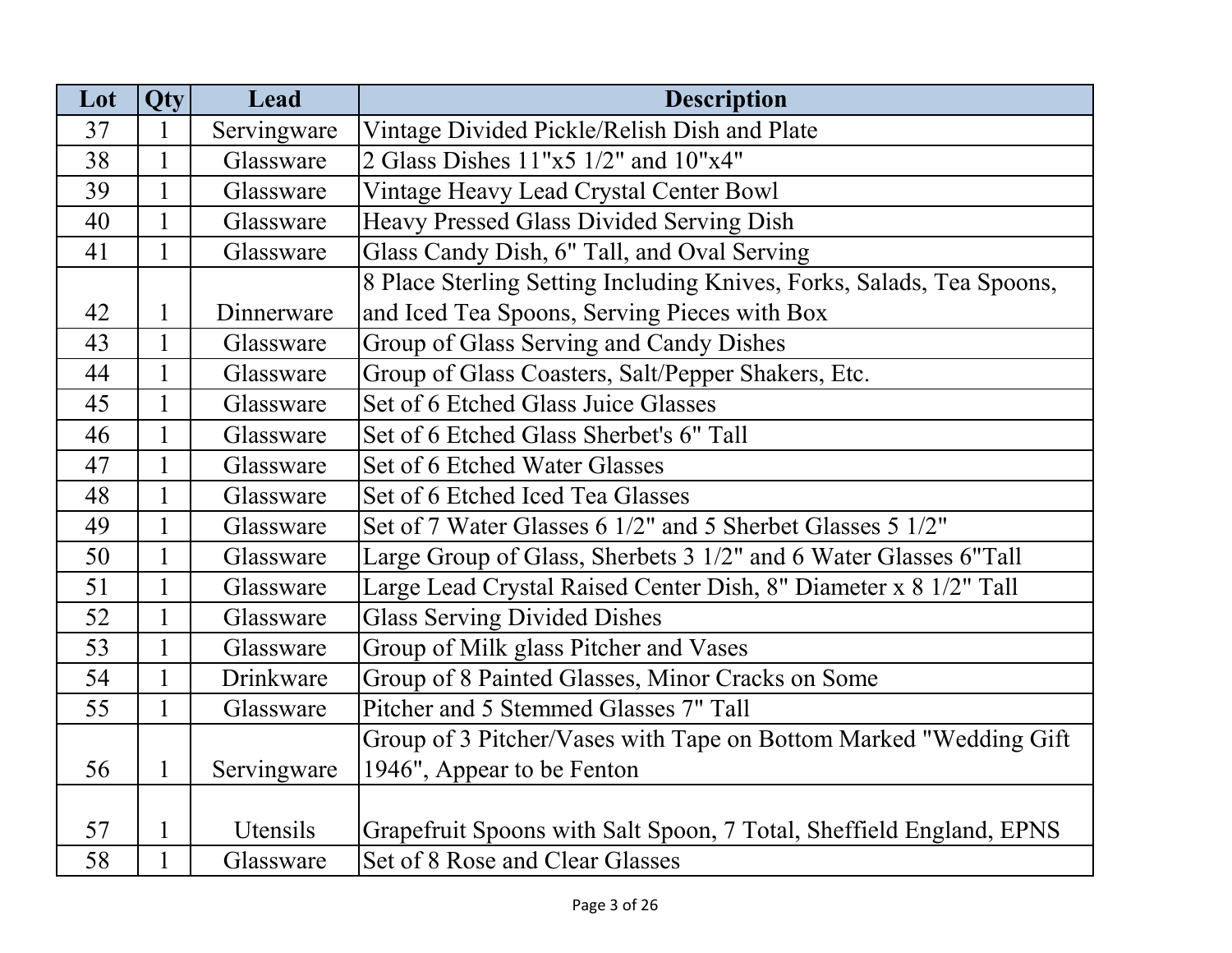| Lot | Qty | Lead | Description |
| --- | --- | --- | --- |
| 37 | 1 | Servingware | Vintage Divided Pickle/Relish Dish and Plate |
| 38 | 1 | Glassware | 2 Glass Dishes 11"x5 1/2" and 10"x4" |
| 39 | 1 | Glassware | Vintage Heavy Lead Crystal Center Bowl |
| 40 | 1 | Glassware | Heavy Pressed Glass Divided Serving Dish |
| 41 | 1 | Glassware | Glass Candy Dish, 6" Tall, and Oval Serving |
| 42 | 1 | Dinnerware | 8 Place Sterling Setting Including Knives, Forks, Salads, Tea Spoons, and Iced Tea Spoons, Serving Pieces with Box |
| 43 | 1 | Glassware | Group of Glass Serving and Candy Dishes |
| 44 | 1 | Glassware | Group of Glass Coasters, Salt/Pepper Shakers, Etc. |
| 45 | 1 | Glassware | Set of 6 Etched Glass Juice Glasses |
| 46 | 1 | Glassware | Set of 6 Etched Glass Sherbet's 6" Tall |
| 47 | 1 | Glassware | Set of 6 Etched Water Glasses |
| 48 | 1 | Glassware | Set of 6 Etched Iced Tea Glasses |
| 49 | 1 | Glassware | Set of 7 Water Glasses 6 1/2" and 5 Sherbet Glasses 5 1/2" |
| 50 | 1 | Glassware | Large Group of Glass, Sherbets 3 1/2" and 6 Water Glasses 6"Tall |
| 51 | 1 | Glassware | Large Lead Crystal Raised Center Dish, 8" Diameter x 8 1/2" Tall |
| 52 | 1 | Glassware | Glass Serving Divided Dishes |
| 53 | 1 | Glassware | Group of Milk glass Pitcher and Vases |
| 54 | 1 | Drinkware | Group of 8 Painted Glasses, Minor Cracks on Some |
| 55 | 1 | Glassware | Pitcher and 5 Stemmed Glasses 7" Tall |
| 56 | 1 | Servingware | Group of 3 Pitcher/Vases with Tape on Bottom Marked "Wedding Gift 1946", Appear to be Fenton |
| 57 | 1 | Utensils | Grapefruit Spoons with Salt Spoon, 7 Total, Sheffield England, EPNS |
| 58 | 1 | Glassware | Set of 8 Rose and Clear Glasses |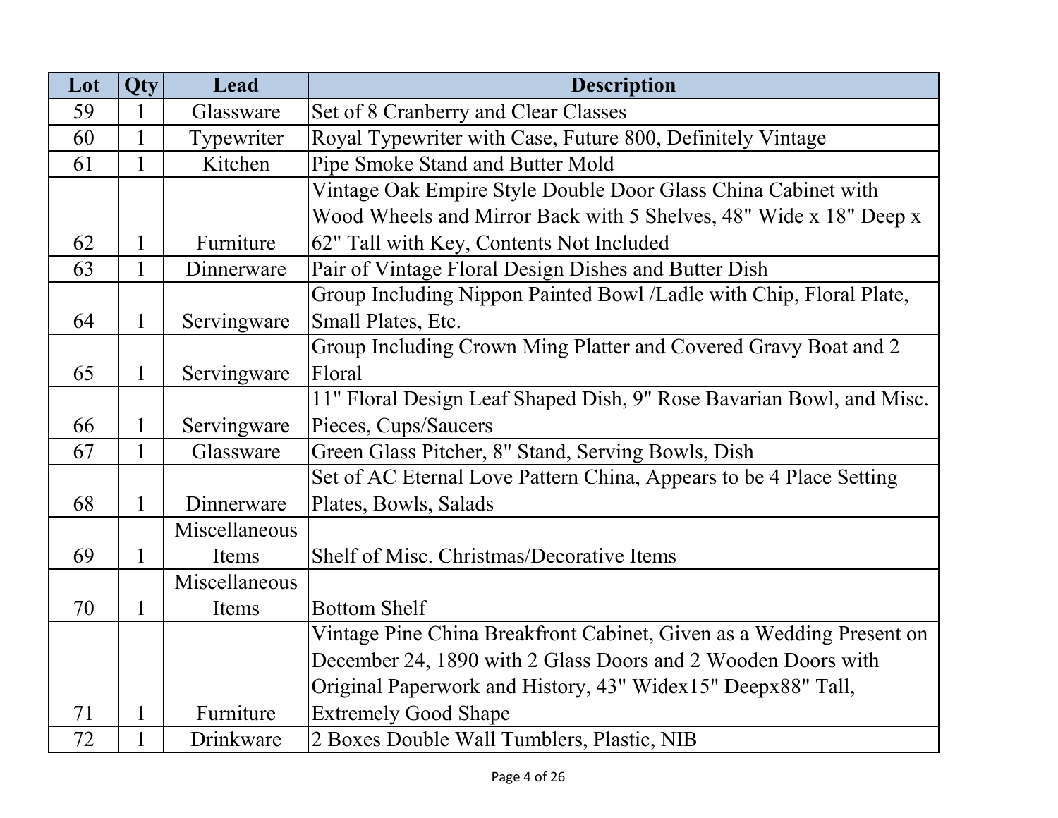| Lot | Qty | Lead | Description |
| --- | --- | --- | --- |
| 59 | 1 | Glassware | Set of 8 Cranberry and Clear Classes |
| 60 | 1 | Typewriter | Royal Typewriter with Case, Future 800, Definitely Vintage |
| 61 | 1 | Kitchen | Pipe Smoke Stand and Butter Mold |
| 62 | 1 | Furniture | Vintage Oak Empire Style Double Door Glass China Cabinet with Wood Wheels and Mirror Back with 5 Shelves, 48" Wide x 18" Deep x 62" Tall with Key, Contents Not Included |
| 63 | 1 | Dinnerware | Pair of Vintage Floral Design Dishes and Butter Dish |
| 64 | 1 | Servingware | Group Including Nippon Painted Bowl /Ladle with Chip, Floral Plate, Small Plates, Etc. |
| 65 | 1 | Servingware | Group Including Crown Ming Platter and Covered Gravy Boat and 2 Floral |
| 66 | 1 | Servingware | 11" Floral Design Leaf Shaped Dish, 9" Rose Bavarian Bowl, and Misc. Pieces, Cups/Saucers |
| 67 | 1 | Glassware | Green Glass Pitcher, 8" Stand, Serving Bowls, Dish |
| 68 | 1 | Dinnerware | Set of AC Eternal Love Pattern China, Appears to be 4 Place Setting Plates, Bowls, Salads |
| 69 | 1 | Miscellaneous Items | Shelf of Misc. Christmas/Decorative Items |
| 70 | 1 | Miscellaneous Items | Bottom Shelf |
| 71 | 1 | Furniture | Vintage Pine China Breakfront Cabinet, Given as a Wedding Present on December 24, 1890 with 2 Glass Doors and 2 Wooden Doors with Original Paperwork and History, 43" Widex15" Deepx88" Tall, Extremely Good Shape |
| 72 | 1 | Drinkware | 2 Boxes Double Wall Tumblers, Plastic, NIB |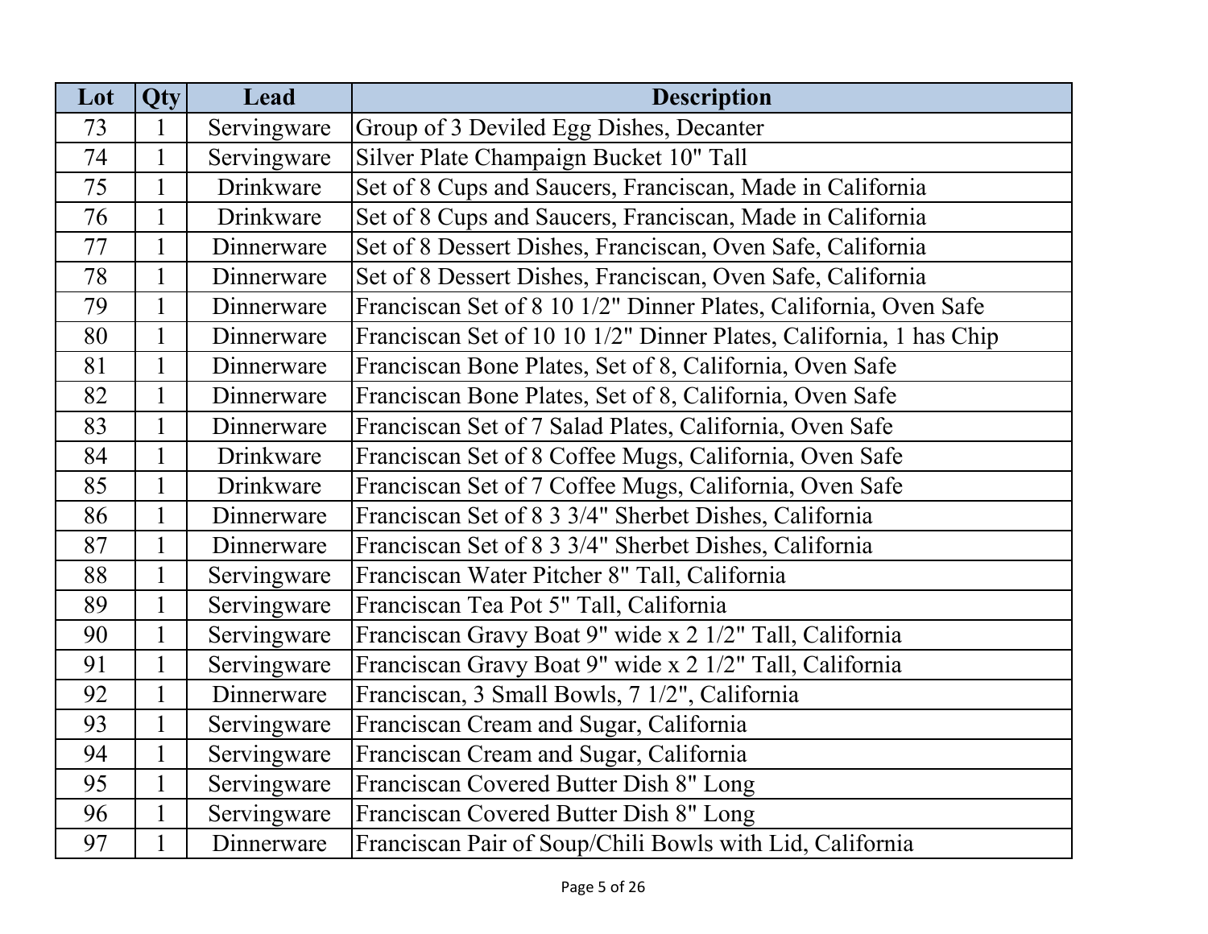| Lot | Qty | Lead | Description |
| --- | --- | --- | --- |
| 73 | 1 | Servingware | Group of 3 Deviled Egg Dishes, Decanter |
| 74 | 1 | Servingware | Silver Plate Champaign Bucket 10" Tall |
| 75 | 1 | Drinkware | Set of 8 Cups and Saucers, Franciscan, Made in California |
| 76 | 1 | Drinkware | Set of 8 Cups and Saucers, Franciscan, Made in California |
| 77 | 1 | Dinnerware | Set of 8 Dessert Dishes, Franciscan, Oven Safe, California |
| 78 | 1 | Dinnerware | Set of 8 Dessert Dishes, Franciscan, Oven Safe, California |
| 79 | 1 | Dinnerware | Franciscan Set of 8 10 1/2" Dinner Plates, California, Oven Safe |
| 80 | 1 | Dinnerware | Franciscan Set of 10 10 1/2" Dinner Plates, California, 1 has Chip |
| 81 | 1 | Dinnerware | Franciscan Bone Plates, Set of 8, California, Oven Safe |
| 82 | 1 | Dinnerware | Franciscan Bone Plates, Set of 8, California, Oven Safe |
| 83 | 1 | Dinnerware | Franciscan Set of 7 Salad Plates, California, Oven Safe |
| 84 | 1 | Drinkware | Franciscan Set of 8 Coffee Mugs, California, Oven Safe |
| 85 | 1 | Drinkware | Franciscan Set of 7 Coffee Mugs, California, Oven Safe |
| 86 | 1 | Dinnerware | Franciscan Set of 8 3 3/4" Sherbet Dishes, California |
| 87 | 1 | Dinnerware | Franciscan Set of 8 3 3/4" Sherbet Dishes, California |
| 88 | 1 | Servingware | Franciscan Water Pitcher 8" Tall, California |
| 89 | 1 | Servingware | Franciscan Tea Pot 5" Tall, California |
| 90 | 1 | Servingware | Franciscan Gravy Boat 9" wide x 2 1/2" Tall, California |
| 91 | 1 | Servingware | Franciscan Gravy Boat 9" wide x 2 1/2" Tall, California |
| 92 | 1 | Dinnerware | Franciscan, 3 Small Bowls, 7 1/2", California |
| 93 | 1 | Servingware | Franciscan Cream and Sugar, California |
| 94 | 1 | Servingware | Franciscan Cream and Sugar, California |
| 95 | 1 | Servingware | Franciscan Covered Butter Dish 8" Long |
| 96 | 1 | Servingware | Franciscan Covered Butter Dish 8" Long |
| 97 | 1 | Dinnerware | Franciscan Pair of Soup/Chili Bowls with Lid, California |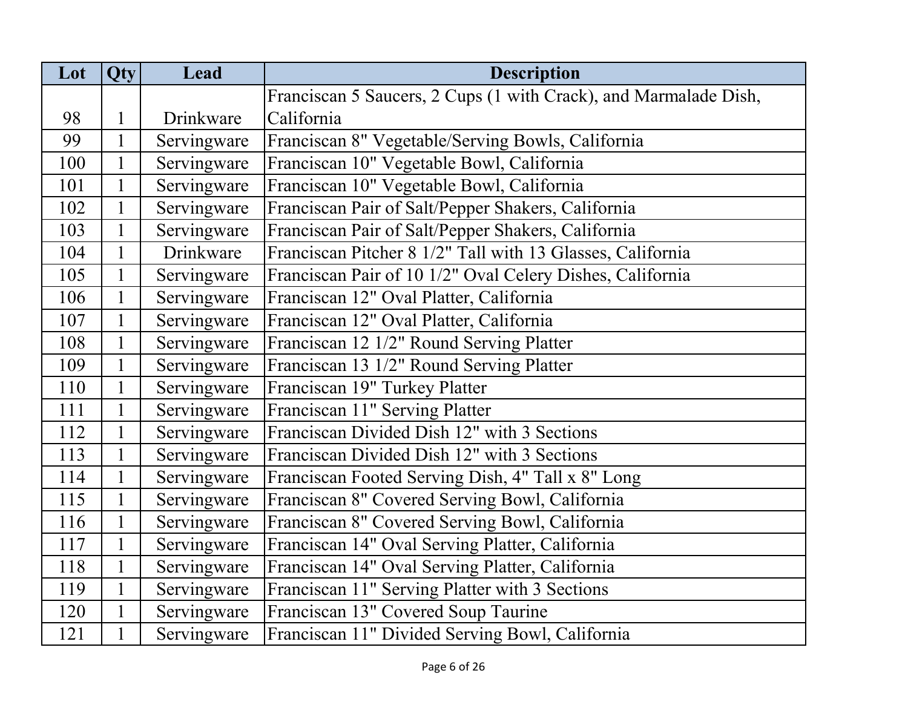| Lot | Qty | Lead | Description |
| --- | --- | --- | --- |
| 98 | 1 | Drinkware | Franciscan 5 Saucers, 2 Cups (1 with Crack), and Marmalade Dish, California |
| 99 | 1 | Servingware | Franciscan 8" Vegetable/Serving Bowls, California |
| 100 | 1 | Servingware | Franciscan 10" Vegetable Bowl, California |
| 101 | 1 | Servingware | Franciscan 10" Vegetable Bowl, California |
| 102 | 1 | Servingware | Franciscan Pair of Salt/Pepper Shakers, California |
| 103 | 1 | Servingware | Franciscan Pair of Salt/Pepper Shakers, California |
| 104 | 1 | Drinkware | Franciscan Pitcher 8 1/2" Tall with 13 Glasses, California |
| 105 | 1 | Servingware | Franciscan Pair of 10 1/2" Oval Celery Dishes, California |
| 106 | 1 | Servingware | Franciscan 12" Oval Platter, California |
| 107 | 1 | Servingware | Franciscan 12" Oval Platter, California |
| 108 | 1 | Servingware | Franciscan 12 1/2" Round Serving Platter |
| 109 | 1 | Servingware | Franciscan 13 1/2" Round Serving Platter |
| 110 | 1 | Servingware | Franciscan 19" Turkey Platter |
| 111 | 1 | Servingware | Franciscan 11" Serving Platter |
| 112 | 1 | Servingware | Franciscan Divided Dish 12" with 3 Sections |
| 113 | 1 | Servingware | Franciscan Divided Dish 12" with 3 Sections |
| 114 | 1 | Servingware | Franciscan Footed Serving Dish, 4" Tall x 8" Long |
| 115 | 1 | Servingware | Franciscan 8" Covered Serving Bowl, California |
| 116 | 1 | Servingware | Franciscan 8" Covered Serving Bowl, California |
| 117 | 1 | Servingware | Franciscan 14" Oval Serving Platter, California |
| 118 | 1 | Servingware | Franciscan 14" Oval Serving Platter, California |
| 119 | 1 | Servingware | Franciscan 11" Serving Platter with 3 Sections |
| 120 | 1 | Servingware | Franciscan 13" Covered Soup Taurine |
| 121 | 1 | Servingware | Franciscan 11" Divided Serving Bowl, California |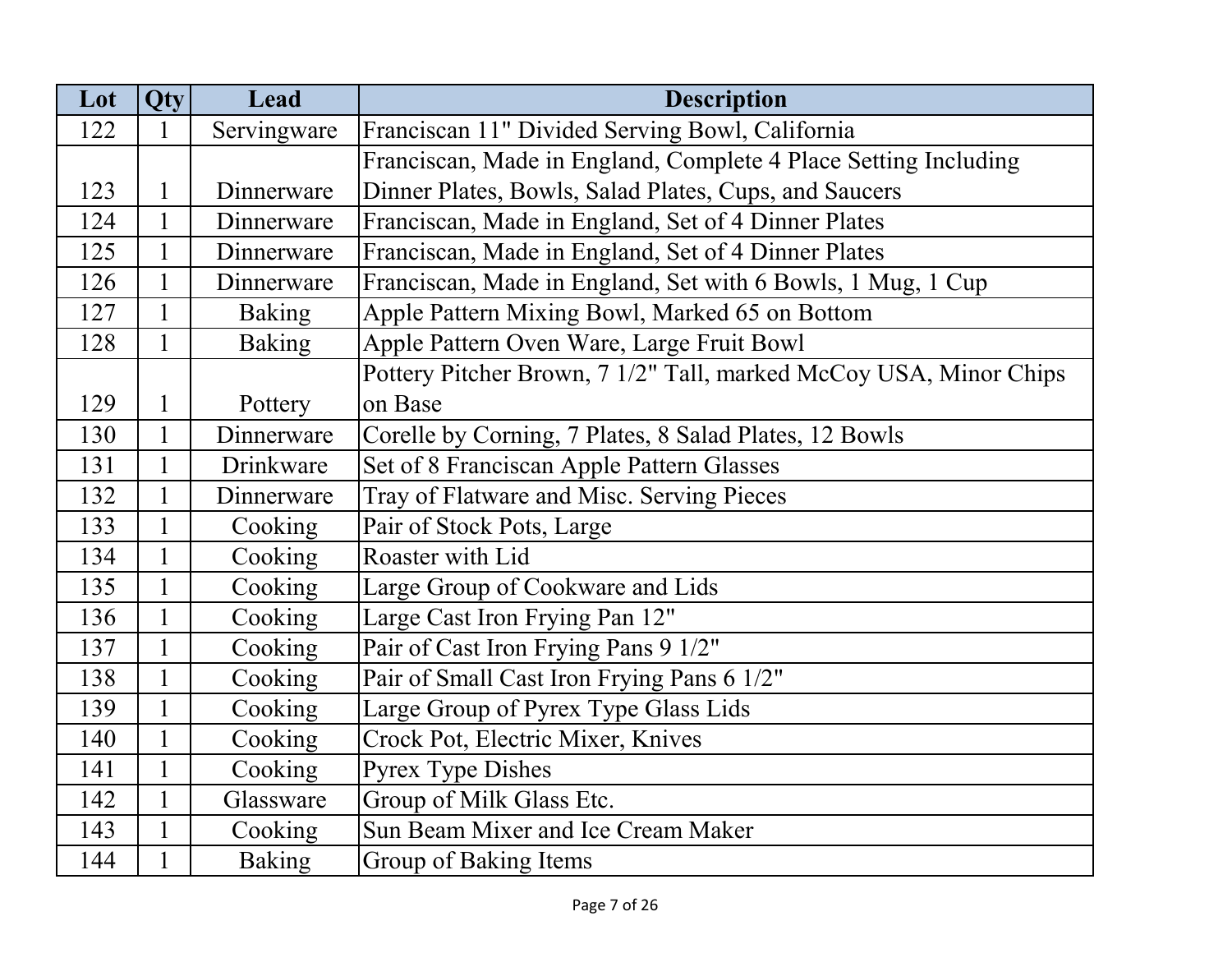| Lot | Qty | Lead | Description |
| --- | --- | --- | --- |
| 122 | 1 | Servingware | Franciscan 11" Divided Serving Bowl, California |
| 123 | 1 | Dinnerware | Franciscan, Made in England, Complete 4 Place Setting Including Dinner Plates, Bowls, Salad Plates, Cups, and Saucers |
| 124 | 1 | Dinnerware | Franciscan, Made in England, Set of 4 Dinner Plates |
| 125 | 1 | Dinnerware | Franciscan, Made in England, Set of 4 Dinner Plates |
| 126 | 1 | Dinnerware | Franciscan, Made in England, Set with 6 Bowls, 1 Mug, 1 Cup |
| 127 | 1 | Baking | Apple Pattern Mixing Bowl, Marked 65 on Bottom |
| 128 | 1 | Baking | Apple Pattern Oven Ware, Large Fruit Bowl |
| 129 | 1 | Pottery | Pottery Pitcher Brown, 7 1/2" Tall, marked McCoy USA, Minor Chips on Base |
| 130 | 1 | Dinnerware | Corelle by Corning, 7 Plates, 8 Salad Plates, 12 Bowls |
| 131 | 1 | Drinkware | Set of 8 Franciscan Apple Pattern Glasses |
| 132 | 1 | Dinnerware | Tray of Flatware and Misc. Serving Pieces |
| 133 | 1 | Cooking | Pair of Stock Pots, Large |
| 134 | 1 | Cooking | Roaster with Lid |
| 135 | 1 | Cooking | Large Group of Cookware and Lids |
| 136 | 1 | Cooking | Large Cast Iron Frying Pan 12" |
| 137 | 1 | Cooking | Pair of Cast Iron Frying Pans 9 1/2" |
| 138 | 1 | Cooking | Pair of Small Cast Iron Frying Pans 6 1/2" |
| 139 | 1 | Cooking | Large Group of Pyrex Type Glass Lids |
| 140 | 1 | Cooking | Crock Pot, Electric Mixer, Knives |
| 141 | 1 | Cooking | Pyrex Type Dishes |
| 142 | 1 | Glassware | Group of Milk Glass Etc. |
| 143 | 1 | Cooking | Sun Beam Mixer and Ice Cream Maker |
| 144 | 1 | Baking | Group of Baking Items |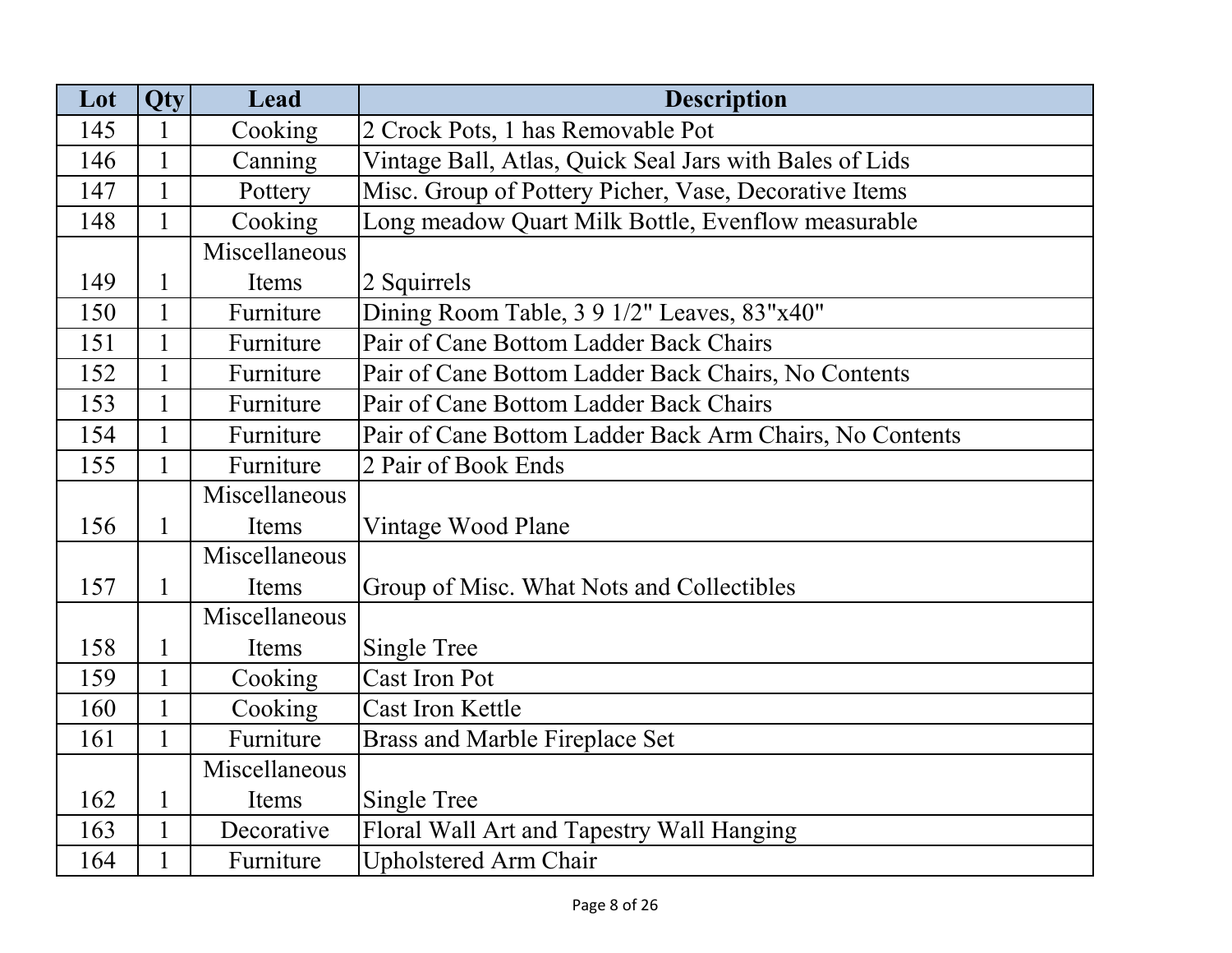| Lot | Qty | Lead | Description |
|---|---|---|---|
| 145 | 1 | Cooking | 2 Crock Pots, 1 has Removable Pot |
| 146 | 1 | Canning | Vintage Ball, Atlas, Quick Seal Jars with Bales of Lids |
| 147 | 1 | Pottery | Misc. Group of Pottery Picher, Vase, Decorative Items |
| 148 | 1 | Cooking | Long meadow Quart Milk Bottle, Evenflow measurable |
| 149 | 1 | Miscellaneous Items | 2 Squirrels |
| 150 | 1 | Furniture | Dining Room Table, 3 9 1/2" Leaves, 83"x40" |
| 151 | 1 | Furniture | Pair of Cane Bottom Ladder Back Chairs |
| 152 | 1 | Furniture | Pair of Cane Bottom Ladder Back Chairs, No Contents |
| 153 | 1 | Furniture | Pair of Cane Bottom Ladder Back Chairs |
| 154 | 1 | Furniture | Pair of Cane Bottom Ladder Back Arm Chairs, No Contents |
| 155 | 1 | Furniture | 2 Pair of Book Ends |
| 156 | 1 | Miscellaneous Items | Vintage Wood Plane |
| 157 | 1 | Miscellaneous Items | Group of Misc. What Nots and Collectibles |
| 158 | 1 | Miscellaneous Items | Single Tree |
| 159 | 1 | Cooking | Cast Iron Pot |
| 160 | 1 | Cooking | Cast Iron Kettle |
| 161 | 1 | Furniture | Brass and Marble Fireplace Set |
| 162 | 1 | Miscellaneous Items | Single Tree |
| 163 | 1 | Decorative | Floral Wall Art and Tapestry Wall Hanging |
| 164 | 1 | Furniture | Upholstered Arm Chair |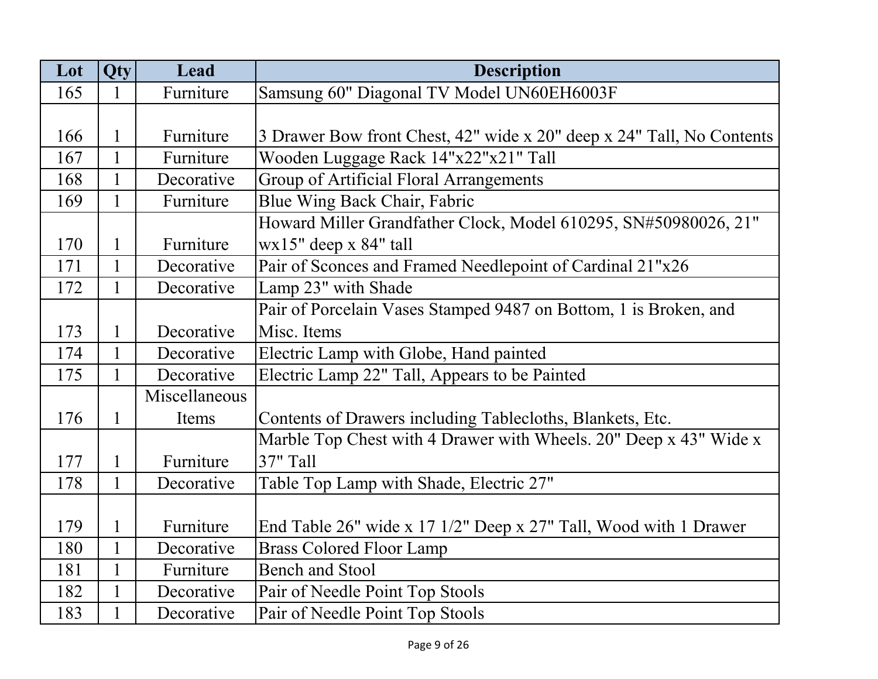| Lot | Qty | Lead | Description |
|---|---|---|---|
| 165 | 1 | Furniture | Samsung 60" Diagonal TV Model UN60EH6003F |
| 166 | 1 | Furniture | 3 Drawer Bow front Chest, 42" wide x 20" deep x 24" Tall, No Contents |
| 167 | 1 | Furniture | Wooden Luggage Rack 14"x22"x21" Tall |
| 168 | 1 | Decorative | Group of Artificial Floral Arrangements |
| 169 | 1 | Furniture | Blue Wing Back Chair, Fabric |
| 170 | 1 | Furniture | Howard Miller Grandfather Clock, Model 610295, SN#50980026, 21" wx15" deep x 84" tall |
| 171 | 1 | Decorative | Pair of Sconces and Framed Needlepoint of Cardinal 21"x26 |
| 172 | 1 | Decorative | Lamp 23" with Shade |
| 173 | 1 | Decorative | Pair of Porcelain Vases Stamped 9487 on Bottom, 1 is Broken, and Misc. Items |
| 174 | 1 | Decorative | Electric Lamp with Globe, Hand painted |
| 175 | 1 | Decorative | Electric Lamp 22" Tall, Appears to be Painted |
| 176 | 1 | Miscellaneous Items | Contents of Drawers including Tablecloths, Blankets, Etc. |
| 177 | 1 | Furniture | Marble Top Chest with 4 Drawer with Wheels. 20" Deep x 43" Wide x 37" Tall |
| 178 | 1 | Decorative | Table Top Lamp with Shade, Electric 27" |
| 179 | 1 | Furniture | End Table 26" wide x 17 1/2" Deep x 27" Tall, Wood with 1 Drawer |
| 180 | 1 | Decorative | Brass Colored Floor Lamp |
| 181 | 1 | Furniture | Bench and Stool |
| 182 | 1 | Decorative | Pair of Needle Point Top Stools |
| 183 | 1 | Decorative | Pair of Needle Point Top Stools |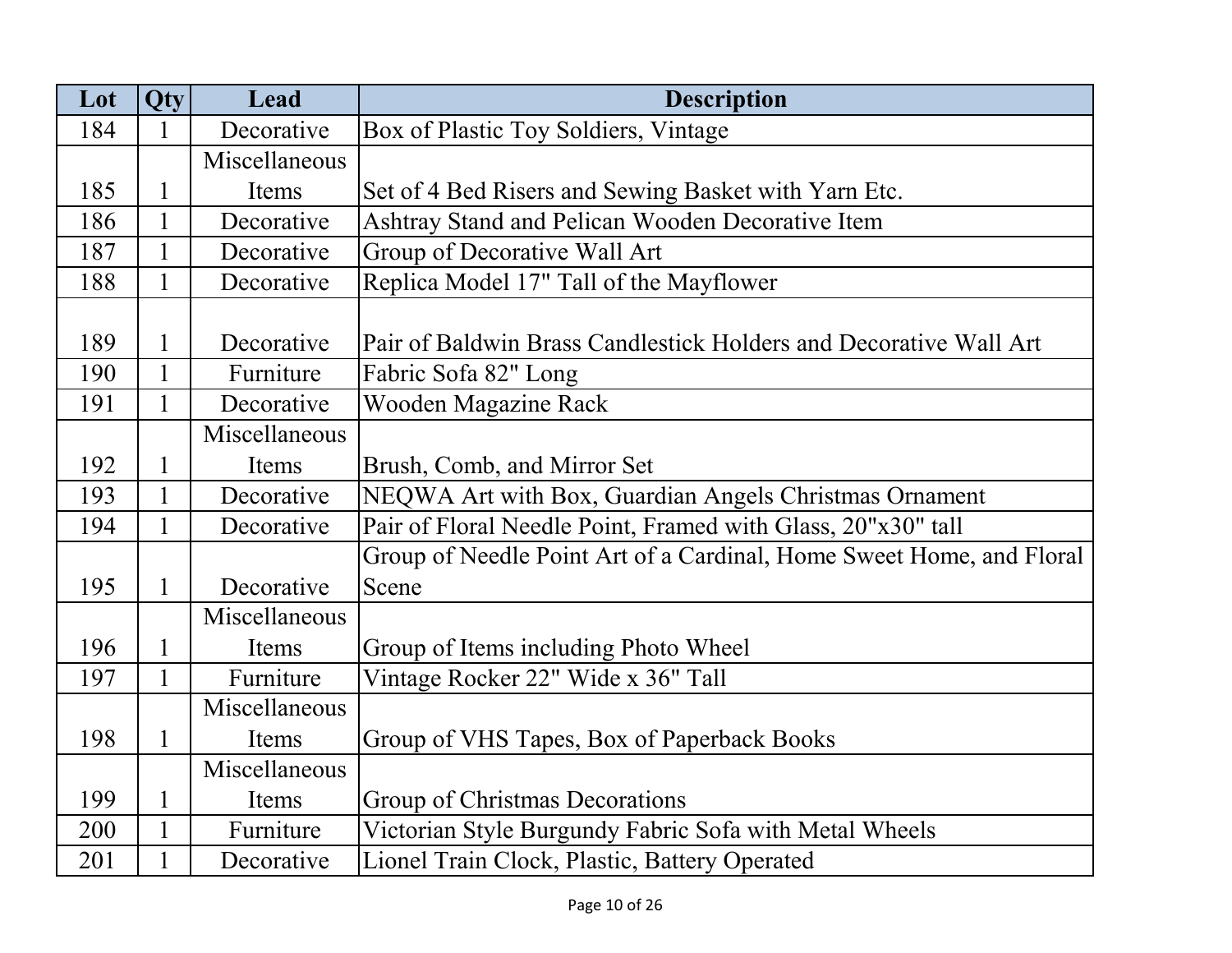| Lot | Qty | Lead | Description |
|---|---|---|---|
| 184 | 1 | Decorative | Box of Plastic Toy Soldiers, Vintage |
| 185 | 1 | Miscellaneous Items | Set of 4 Bed Risers and Sewing Basket with Yarn Etc. |
| 186 | 1 | Decorative | Ashtray Stand and Pelican Wooden Decorative Item |
| 187 | 1 | Decorative | Group of Decorative Wall Art |
| 188 | 1 | Decorative | Replica Model 17" Tall of the Mayflower |
| 189 | 1 | Decorative | Pair of Baldwin Brass Candlestick Holders and Decorative Wall Art |
| 190 | 1 | Furniture | Fabric Sofa 82" Long |
| 191 | 1 | Decorative | Wooden Magazine Rack |
| 192 | 1 | Miscellaneous Items | Brush, Comb, and Mirror Set |
| 193 | 1 | Decorative | NEQWA Art with Box, Guardian Angels Christmas Ornament |
| 194 | 1 | Decorative | Pair of Floral Needle Point, Framed with Glass, 20"x30" tall |
| 195 | 1 | Decorative | Group of Needle Point Art of a Cardinal, Home Sweet Home, and Floral Scene |
| 196 | 1 | Miscellaneous Items | Group of Items including Photo Wheel |
| 197 | 1 | Furniture | Vintage Rocker 22" Wide x 36" Tall |
| 198 | 1 | Miscellaneous Items | Group of VHS Tapes, Box of Paperback Books |
| 199 | 1 | Miscellaneous Items | Group of Christmas Decorations |
| 200 | 1 | Furniture | Victorian Style Burgundy Fabric Sofa with Metal Wheels |
| 201 | 1 | Decorative | Lionel Train Clock, Plastic, Battery Operated |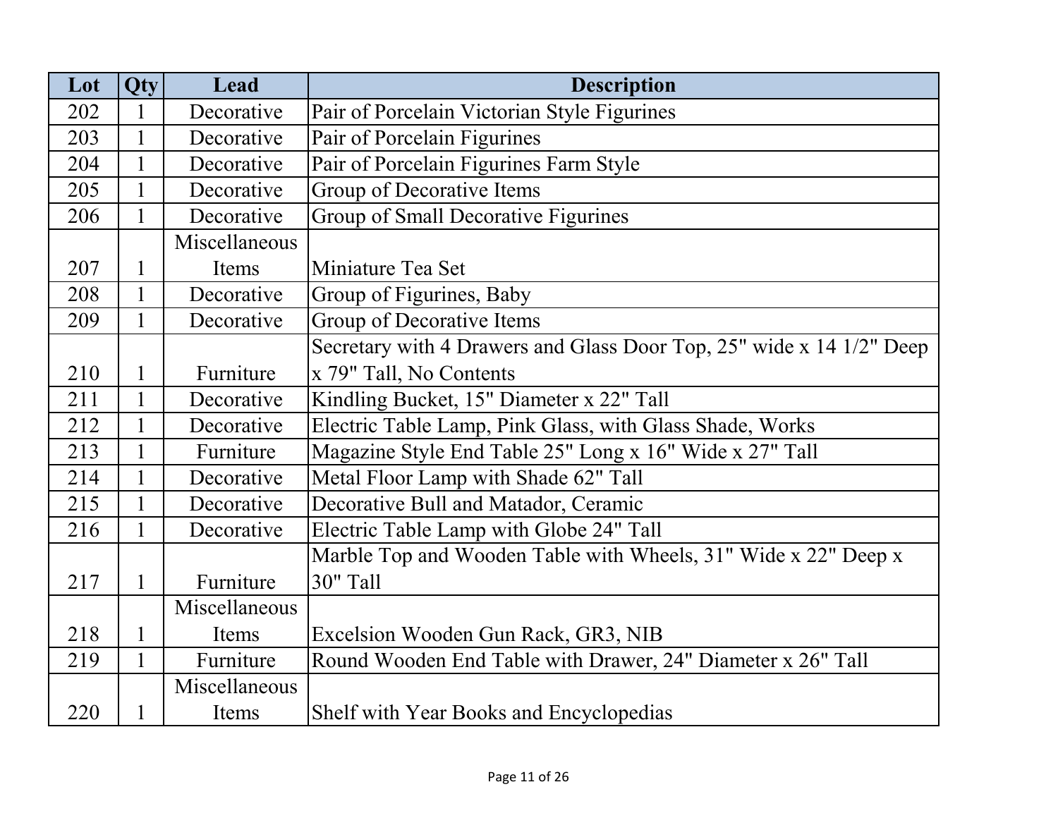| Lot | Qty | Lead | Description |
|---|---|---|---|
| 202 | 1 | Decorative | Pair of Porcelain Victorian Style Figurines |
| 203 | 1 | Decorative | Pair of Porcelain Figurines |
| 204 | 1 | Decorative | Pair of Porcelain Figurines Farm Style |
| 205 | 1 | Decorative | Group of Decorative Items |
| 206 | 1 | Decorative | Group of Small Decorative Figurines |
| 207 | 1 | Miscellaneous Items | Miniature Tea Set |
| 208 | 1 | Decorative | Group of Figurines, Baby |
| 209 | 1 | Decorative | Group of Decorative Items |
| 210 | 1 | Furniture | Secretary with 4 Drawers and Glass Door Top, 25" wide x 14 1/2" Deep x 79" Tall, No Contents |
| 211 | 1 | Decorative | Kindling Bucket, 15" Diameter x 22" Tall |
| 212 | 1 | Decorative | Electric Table Lamp, Pink Glass, with Glass Shade, Works |
| 213 | 1 | Furniture | Magazine Style End Table 25" Long x 16" Wide x 27" Tall |
| 214 | 1 | Decorative | Metal Floor Lamp with Shade 62" Tall |
| 215 | 1 | Decorative | Decorative Bull and Matador, Ceramic |
| 216 | 1 | Decorative | Electric Table Lamp with Globe 24" Tall |
| 217 | 1 | Furniture | Marble Top and Wooden Table with Wheels, 31" Wide x 22" Deep x 30" Tall |
| 218 | 1 | Miscellaneous Items | Excelsion Wooden Gun Rack, GR3, NIB |
| 219 | 1 | Furniture | Round Wooden End Table with Drawer, 24" Diameter x 26" Tall |
| 220 | 1 | Miscellaneous Items | Shelf with Year Books and Encyclopedias |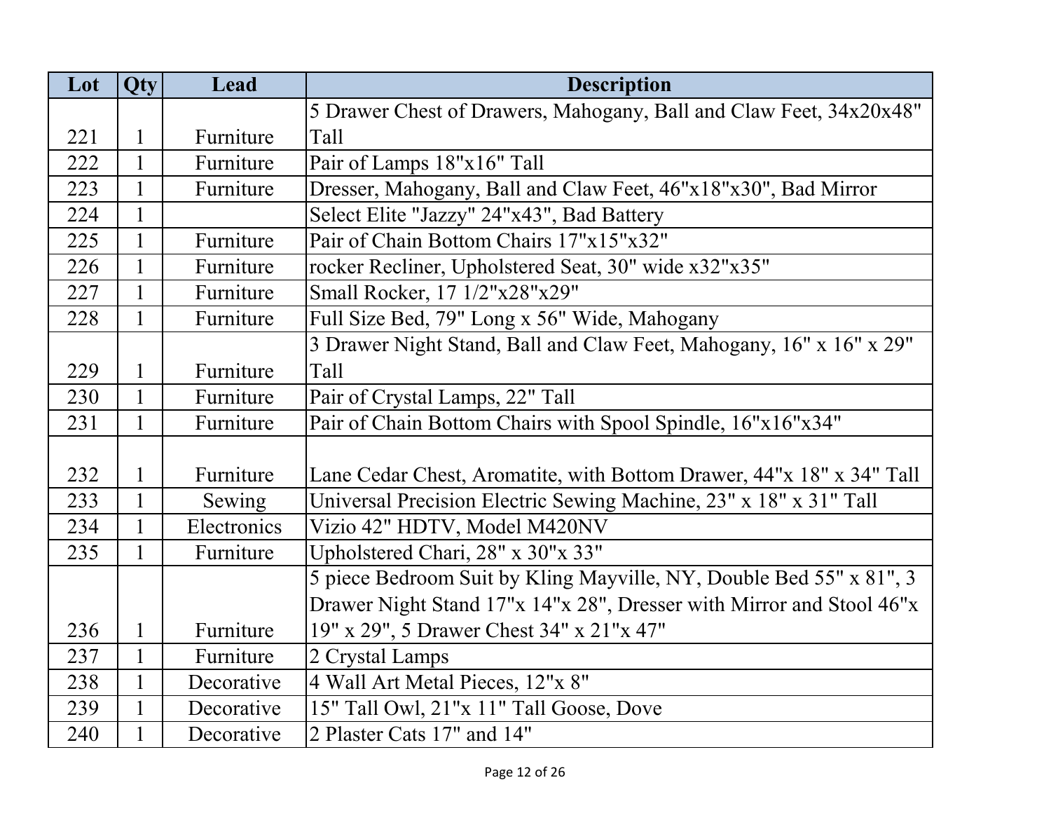| Lot | Qty | Lead | Description |
| --- | --- | --- | --- |
| 221 | 1 | Furniture | 5 Drawer Chest of Drawers, Mahogany, Ball and Claw Feet, 34x20x48" Tall |
| 222 | 1 | Furniture | Pair of Lamps 18"x16" Tall |
| 223 | 1 | Furniture | Dresser, Mahogany, Ball and Claw Feet, 46"x18"x30", Bad Mirror |
| 224 | 1 | | Select Elite "Jazzy" 24"x43", Bad Battery |
| 225 | 1 | Furniture | Pair of Chain Bottom Chairs 17"x15"x32" |
| 226 | 1 | Furniture | rocker Recliner, Upholstered Seat, 30" wide x32"x35" |
| 227 | 1 | Furniture | Small Rocker, 17 1/2"x28"x29" |
| 228 | 1 | Furniture | Full Size Bed, 79" Long x 56" Wide, Mahogany |
| 229 | 1 | Furniture | 3 Drawer Night Stand, Ball and Claw Feet, Mahogany, 16" x 16" x 29" Tall |
| 230 | 1 | Furniture | Pair of Crystal Lamps, 22" Tall |
| 231 | 1 | Furniture | Pair of Chain Bottom Chairs with Spool Spindle, 16"x16"x34" |
| 232 | 1 | Furniture | Lane Cedar Chest, Aromatite, with Bottom Drawer, 44"x 18" x 34" Tall |
| 233 | 1 | Sewing | Universal Precision Electric Sewing Machine, 23" x 18" x 31" Tall |
| 234 | 1 | Electronics | Vizio 42" HDTV, Model M420NV |
| 235 | 1 | Furniture | Upholstered Chari, 28" x 30"x 33" |
| 236 | 1 | Furniture | 5 piece Bedroom Suit by Kling Mayville, NY, Double Bed 55" x 81", 3 Drawer Night Stand 17"x 14"x 28", Dresser with Mirror and Stool 46"x 19" x 29", 5 Drawer Chest 34" x 21"x 47" |
| 237 | 1 | Furniture | 2 Crystal Lamps |
| 238 | 1 | Decorative | 4 Wall Art Metal Pieces, 12"x 8" |
| 239 | 1 | Decorative | 15" Tall Owl, 21"x 11" Tall Goose, Dove |
| 240 | 1 | Decorative | 2 Plaster Cats 17" and 14" |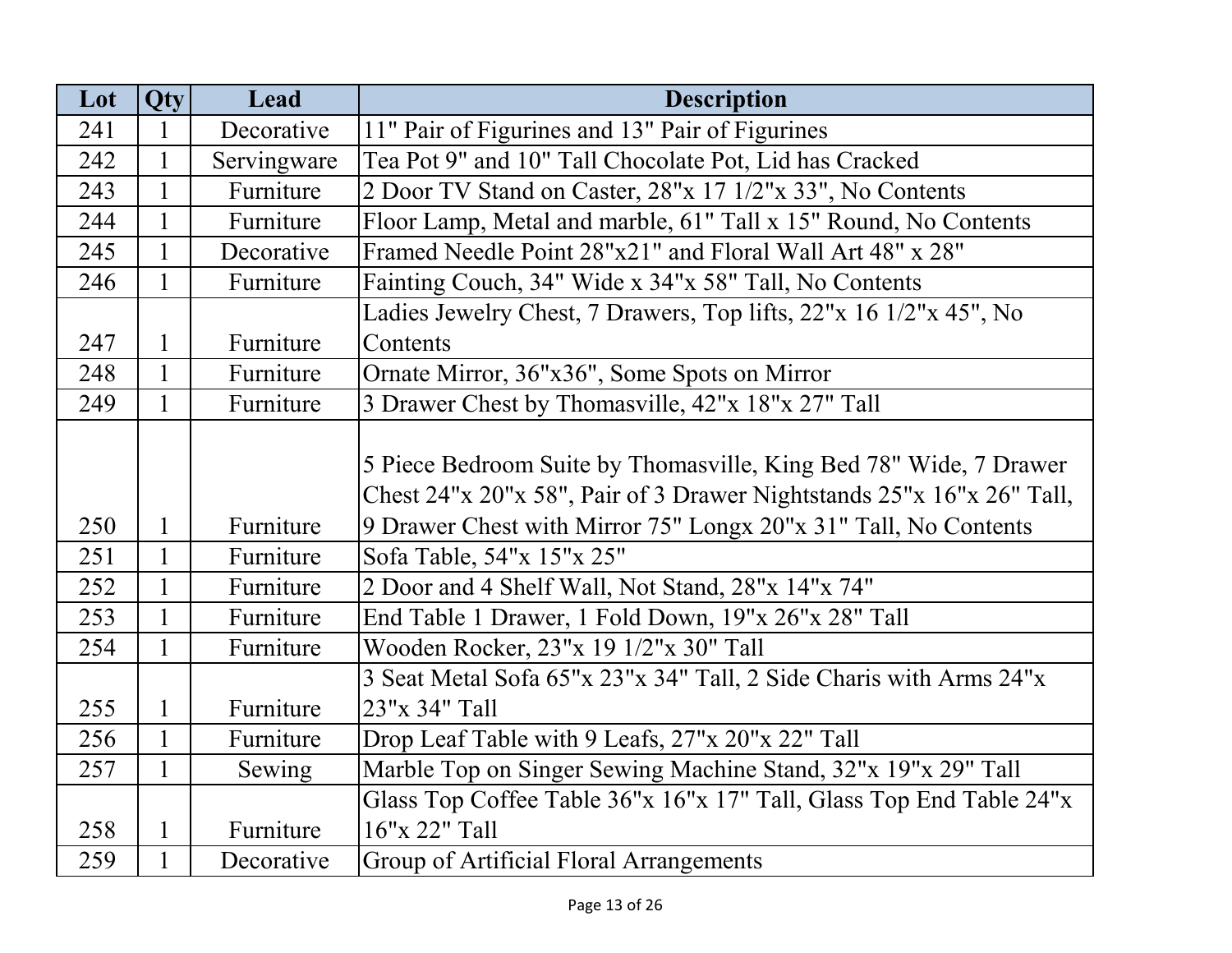| Lot | Qty | Lead | Description |
|---|---|---|---|
| 241 | 1 | Decorative | 11" Pair of Figurines and 13" Pair of Figurines |
| 242 | 1 | Servingware | Tea Pot 9" and 10" Tall Chocolate Pot, Lid has Cracked |
| 243 | 1 | Furniture | 2 Door TV Stand on Caster, 28"x 17 1/2"x 33", No Contents |
| 244 | 1 | Furniture | Floor Lamp, Metal and marble, 61" Tall x 15" Round, No Contents |
| 245 | 1 | Decorative | Framed Needle Point 28"x21" and Floral Wall Art 48" x 28" |
| 246 | 1 | Furniture | Fainting Couch, 34" Wide x 34"x 58" Tall, No Contents |
| 247 | 1 | Furniture | Ladies Jewelry Chest, 7 Drawers, Top lifts, 22"x 16 1/2"x 45", No Contents |
| 248 | 1 | Furniture | Ornate Mirror, 36"x36", Some Spots on Mirror |
| 249 | 1 | Furniture | 3 Drawer Chest by Thomasville, 42"x 18"x 27" Tall |
| 250 | 1 | Furniture | 5 Piece Bedroom Suite by Thomasville, King Bed 78" Wide, 7 Drawer Chest 24"x 20"x 58", Pair of 3 Drawer Nightstands 25"x 16"x 26" Tall, 9 Drawer Chest with Mirror 75" Longx 20"x 31" Tall, No Contents |
| 251 | 1 | Furniture | Sofa Table, 54"x 15"x 25" |
| 252 | 1 | Furniture | 2 Door and 4 Shelf Wall, Not Stand, 28"x 14"x 74" |
| 253 | 1 | Furniture | End Table 1 Drawer, 1 Fold Down, 19"x 26"x 28" Tall |
| 254 | 1 | Furniture | Wooden Rocker, 23"x 19 1/2"x 30" Tall |
| 255 | 1 | Furniture | 3 Seat Metal Sofa 65"x 23"x 34" Tall, 2 Side Charis with Arms 24"x 23"x 34" Tall |
| 256 | 1 | Furniture | Drop Leaf Table with 9 Leafs, 27"x 20"x 22" Tall |
| 257 | 1 | Sewing | Marble Top on Singer Sewing Machine Stand, 32"x 19"x 29" Tall |
| 258 | 1 | Furniture | Glass Top Coffee Table 36"x 16"x 17" Tall, Glass Top End Table 24"x 16"x 22" Tall |
| 259 | 1 | Decorative | Group of Artificial Floral Arrangements |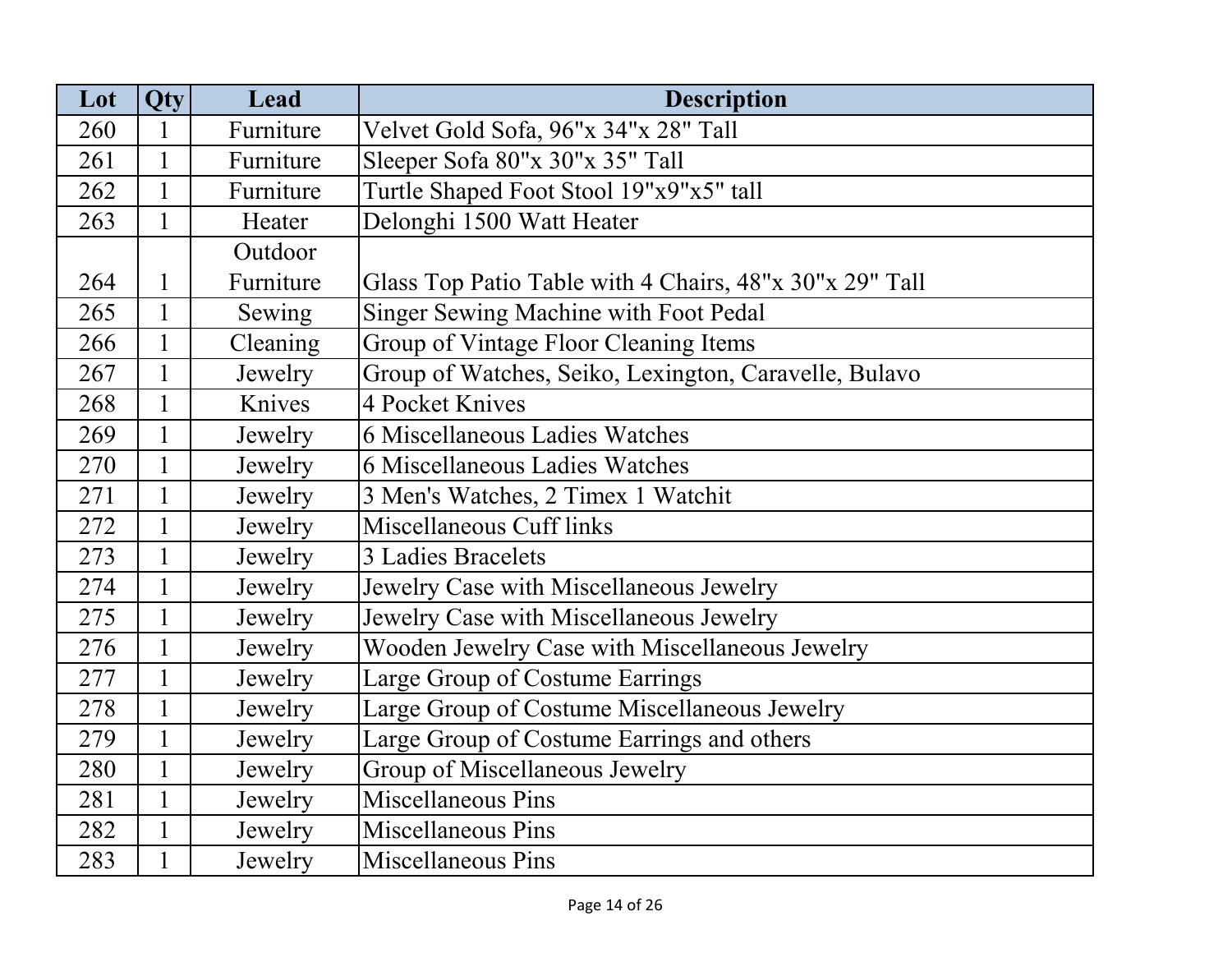| Lot | Qty | Lead | Description |
| --- | --- | --- | --- |
| 260 | 1 | Furniture | Velvet Gold Sofa, 96"x 34"x 28" Tall |
| 261 | 1 | Furniture | Sleeper Sofa 80"x 30"x 35" Tall |
| 262 | 1 | Furniture | Turtle Shaped Foot Stool 19"x9"x5" tall |
| 263 | 1 | Heater | Delonghi 1500 Watt Heater |
| 264 | 1 | Outdoor Furniture | Glass Top Patio Table with 4 Chairs, 48"x 30"x 29" Tall |
| 265 | 1 | Sewing | Singer Sewing Machine with Foot Pedal |
| 266 | 1 | Cleaning | Group of Vintage Floor Cleaning Items |
| 267 | 1 | Jewelry | Group of Watches, Seiko, Lexington, Caravelle, Bulavo |
| 268 | 1 | Knives | 4 Pocket Knives |
| 269 | 1 | Jewelry | 6 Miscellaneous Ladies Watches |
| 270 | 1 | Jewelry | 6 Miscellaneous Ladies Watches |
| 271 | 1 | Jewelry | 3 Men's Watches, 2 Timex 1 Watchit |
| 272 | 1 | Jewelry | Miscellaneous Cuff links |
| 273 | 1 | Jewelry | 3 Ladies Bracelets |
| 274 | 1 | Jewelry | Jewelry Case with Miscellaneous Jewelry |
| 275 | 1 | Jewelry | Jewelry Case with Miscellaneous Jewelry |
| 276 | 1 | Jewelry | Wooden Jewelry Case with Miscellaneous Jewelry |
| 277 | 1 | Jewelry | Large Group of Costume Earrings |
| 278 | 1 | Jewelry | Large Group of Costume Miscellaneous Jewelry |
| 279 | 1 | Jewelry | Large Group of Costume Earrings and others |
| 280 | 1 | Jewelry | Group of Miscellaneous Jewelry |
| 281 | 1 | Jewelry | Miscellaneous Pins |
| 282 | 1 | Jewelry | Miscellaneous Pins |
| 283 | 1 | Jewelry | Miscellaneous Pins |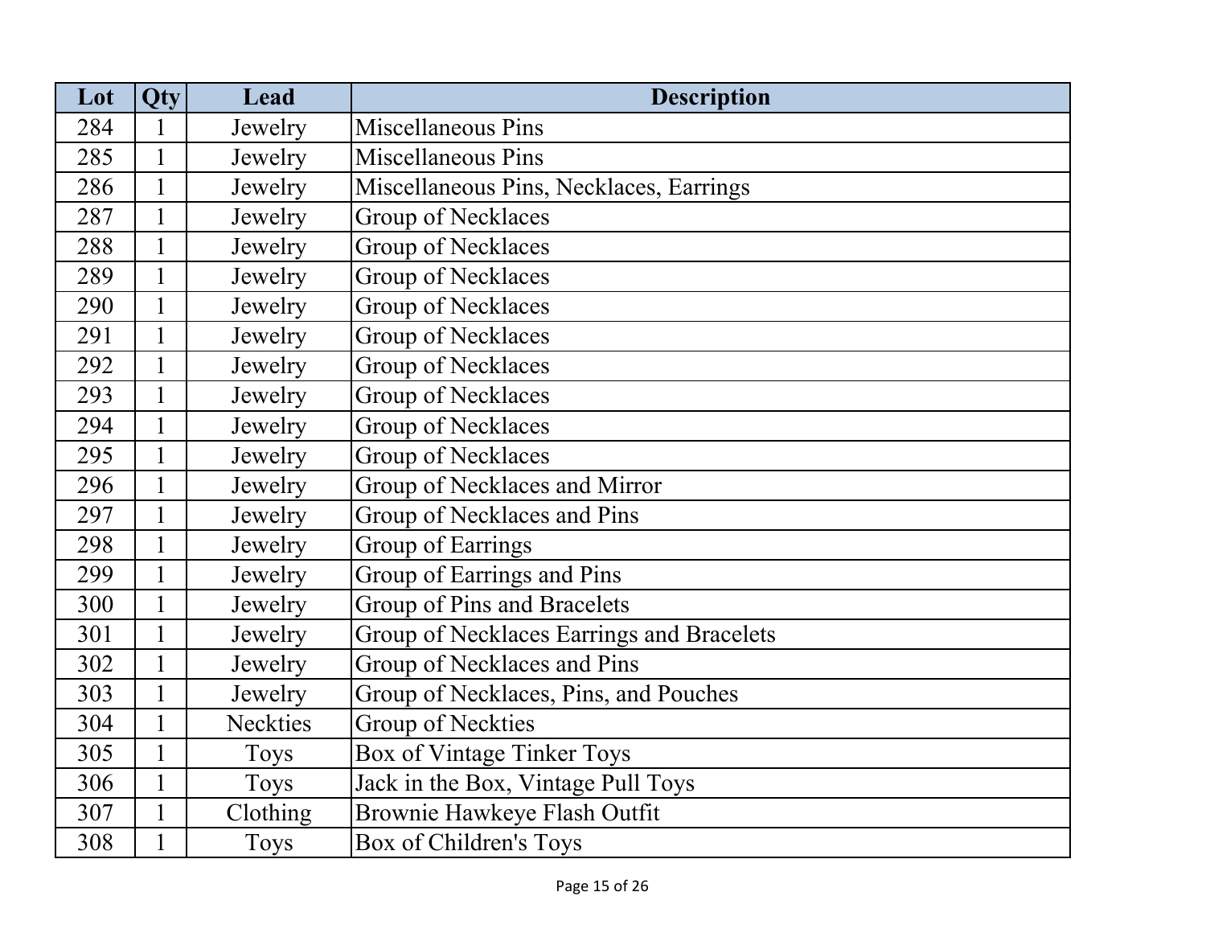| Lot | Qty | Lead | Description |
| --- | --- | --- | --- |
| 284 | 1 | Jewelry | Miscellaneous Pins |
| 285 | 1 | Jewelry | Miscellaneous Pins |
| 286 | 1 | Jewelry | Miscellaneous Pins, Necklaces, Earrings |
| 287 | 1 | Jewelry | Group of Necklaces |
| 288 | 1 | Jewelry | Group of Necklaces |
| 289 | 1 | Jewelry | Group of Necklaces |
| 290 | 1 | Jewelry | Group of Necklaces |
| 291 | 1 | Jewelry | Group of Necklaces |
| 292 | 1 | Jewelry | Group of Necklaces |
| 293 | 1 | Jewelry | Group of Necklaces |
| 294 | 1 | Jewelry | Group of Necklaces |
| 295 | 1 | Jewelry | Group of Necklaces |
| 296 | 1 | Jewelry | Group of Necklaces and Mirror |
| 297 | 1 | Jewelry | Group of Necklaces and Pins |
| 298 | 1 | Jewelry | Group of Earrings |
| 299 | 1 | Jewelry | Group of Earrings and Pins |
| 300 | 1 | Jewelry | Group of Pins and Bracelets |
| 301 | 1 | Jewelry | Group of Necklaces Earrings and Bracelets |
| 302 | 1 | Jewelry | Group of Necklaces and Pins |
| 303 | 1 | Jewelry | Group of Necklaces, Pins, and Pouches |
| 304 | 1 | Neckties | Group of Neckties |
| 305 | 1 | Toys | Box of Vintage Tinker Toys |
| 306 | 1 | Toys | Jack in the Box, Vintage Pull Toys |
| 307 | 1 | Clothing | Brownie Hawkeye Flash Outfit |
| 308 | 1 | Toys | Box of Children's Toys |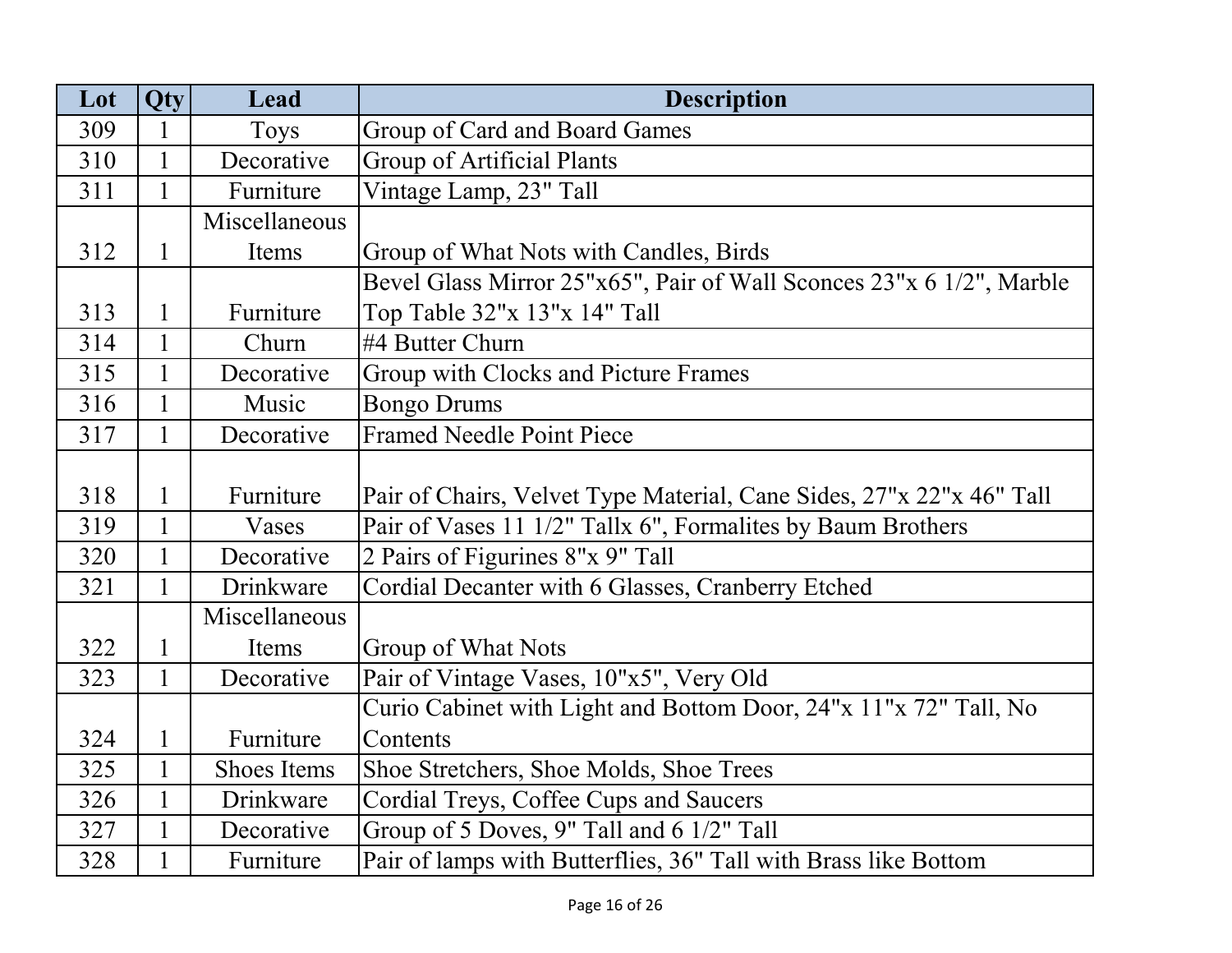| Lot | Qty | Lead | Description |
| --- | --- | --- | --- |
| 309 | 1 | Toys | Group of Card and Board Games |
| 310 | 1 | Decorative | Group of Artificial Plants |
| 311 | 1 | Furniture | Vintage Lamp, 23" Tall |
| 312 | 1 | Miscellaneous Items | Group of What Nots with Candles, Birds |
| 313 | 1 | Furniture | Bevel Glass Mirror 25"x65", Pair of Wall Sconces 23"x 6 1/2", Marble Top Table 32"x 13"x 14" Tall |
| 314 | 1 | Churn | #4 Butter Churn |
| 315 | 1 | Decorative | Group with Clocks and Picture Frames |
| 316 | 1 | Music | Bongo Drums |
| 317 | 1 | Decorative | Framed Needle Point Piece |
| 318 | 1 | Furniture | Pair of Chairs, Velvet Type Material, Cane Sides, 27"x 22"x 46" Tall |
| 319 | 1 | Vases | Pair of Vases 11 1/2" Tallx 6", Formalites by Baum Brothers |
| 320 | 1 | Decorative | 2 Pairs of Figurines 8"x 9" Tall |
| 321 | 1 | Drinkware | Cordial Decanter with 6 Glasses, Cranberry Etched |
| 322 | 1 | Miscellaneous Items | Group of What Nots |
| 323 | 1 | Decorative | Pair of Vintage Vases, 10"x5", Very Old |
| 324 | 1 | Furniture | Curio Cabinet with Light and Bottom Door, 24"x 11"x 72" Tall, No Contents |
| 325 | 1 | Shoes Items | Shoe Stretchers, Shoe Molds, Shoe Trees |
| 326 | 1 | Drinkware | Cordial Treys, Coffee Cups and Saucers |
| 327 | 1 | Decorative | Group of 5 Doves, 9" Tall and 6 1/2" Tall |
| 328 | 1 | Furniture | Pair of lamps with Butterflies, 36" Tall with Brass like Bottom |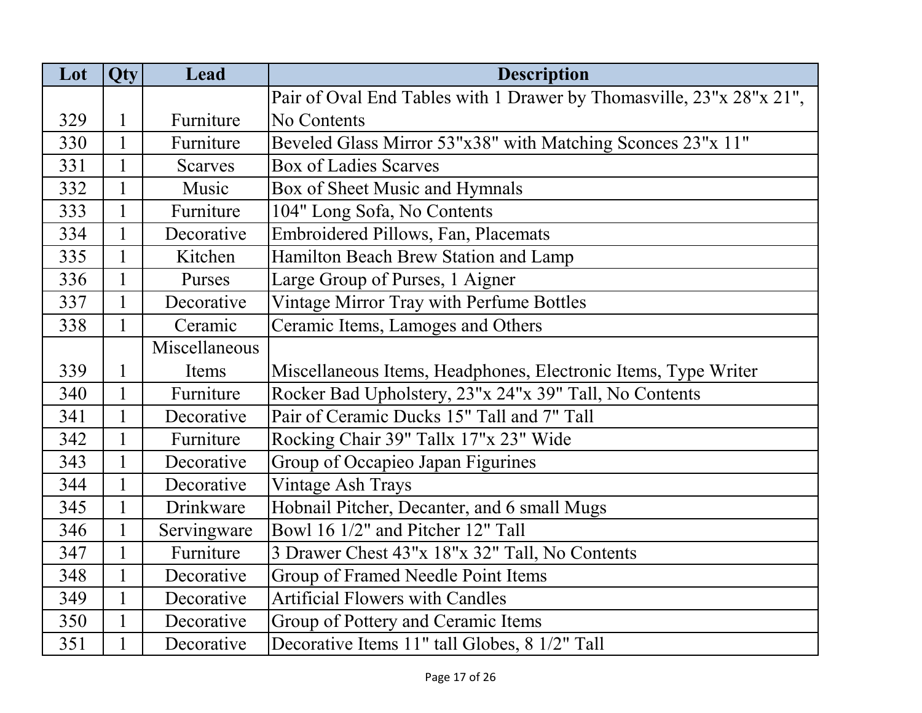| Lot | Qty | Lead | Description |
| --- | --- | --- | --- |
| 329 | 1 | Furniture | Pair of Oval End Tables with 1 Drawer by Thomasville, 23"x 28"x 21", No Contents |
| 330 | 1 | Furniture | Beveled Glass Mirror 53"x38" with Matching Sconces 23"x 11" |
| 331 | 1 | Scarves | Box of Ladies Scarves |
| 332 | 1 | Music | Box of Sheet Music and Hymnals |
| 333 | 1 | Furniture | 104" Long Sofa, No Contents |
| 334 | 1 | Decorative | Embroidered Pillows, Fan, Placemats |
| 335 | 1 | Kitchen | Hamilton Beach Brew Station and Lamp |
| 336 | 1 | Purses | Large Group of Purses, 1 Aigner |
| 337 | 1 | Decorative | Vintage Mirror Tray with Perfume Bottles |
| 338 | 1 | Ceramic | Ceramic Items, Lamoges and Others |
| 339 | 1 | Miscellaneous Items | Miscellaneous Items, Headphones, Electronic Items, Type Writer |
| 340 | 1 | Furniture | Rocker Bad Upholstery, 23"x 24"x 39" Tall, No Contents |
| 341 | 1 | Decorative | Pair of Ceramic Ducks 15" Tall and 7" Tall |
| 342 | 1 | Furniture | Rocking Chair 39" Tallx 17"x 23" Wide |
| 343 | 1 | Decorative | Group of Occapieo Japan Figurines |
| 344 | 1 | Decorative | Vintage Ash Trays |
| 345 | 1 | Drinkware | Hobnail Pitcher, Decanter, and 6 small Mugs |
| 346 | 1 | Servingware | Bowl 16 1/2" and Pitcher 12" Tall |
| 347 | 1 | Furniture | 3 Drawer Chest 43"x 18"x 32" Tall, No Contents |
| 348 | 1 | Decorative | Group of Framed Needle Point Items |
| 349 | 1 | Decorative | Artificial Flowers with Candles |
| 350 | 1 | Decorative | Group of Pottery and Ceramic Items |
| 351 | 1 | Decorative | Decorative Items 11" tall Globes, 8 1/2" Tall |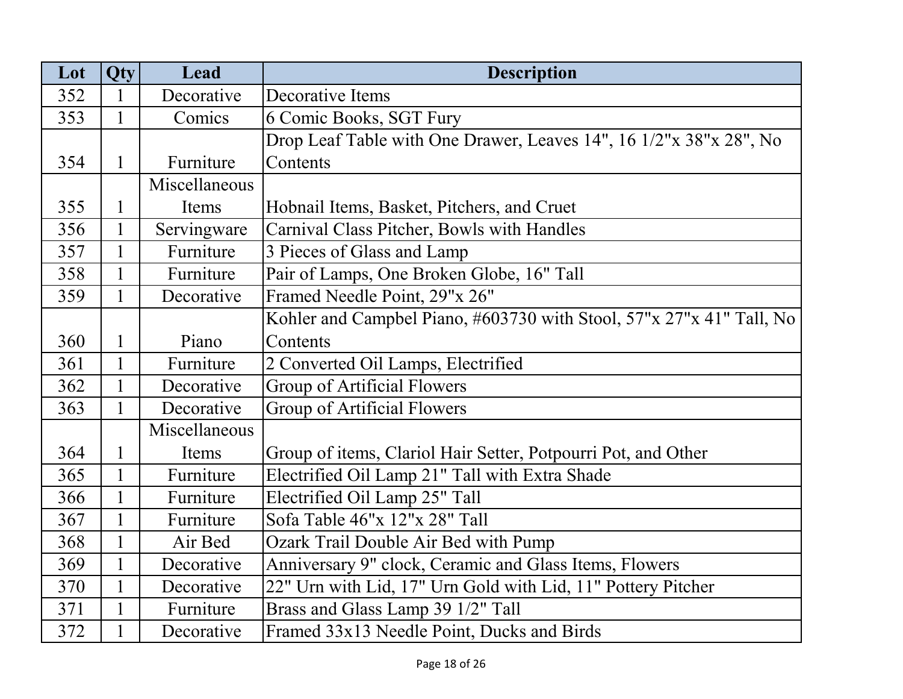| Lot | Qty | Lead | Description |
|---|---|---|---|
| 352 | 1 | Decorative | Decorative Items |
| 353 | 1 | Comics | 6 Comic Books, SGT Fury |
| 354 | 1 | Furniture | Drop Leaf Table with One Drawer, Leaves 14", 16 1/2"x 38"x 28", No Contents |
| 355 | 1 | Miscellaneous Items | Hobnail Items, Basket, Pitchers, and Cruet |
| 356 | 1 | Servingware | Carnival Class Pitcher, Bowls with Handles |
| 357 | 1 | Furniture | 3 Pieces of Glass and Lamp |
| 358 | 1 | Furniture | Pair of Lamps, One Broken Globe, 16" Tall |
| 359 | 1 | Decorative | Framed Needle Point, 29"x 26" |
| 360 | 1 | Piano | Kohler and Campbel Piano, #603730 with Stool, 57"x 27"x 41" Tall, No Contents |
| 361 | 1 | Furniture | 2 Converted Oil Lamps, Electrified |
| 362 | 1 | Decorative | Group of Artificial Flowers |
| 363 | 1 | Decorative | Group of Artificial Flowers |
| 364 | 1 | Miscellaneous Items | Group of items, Clariol Hair Setter, Potpourri Pot, and Other |
| 365 | 1 | Furniture | Electrified Oil Lamp 21" Tall with Extra Shade |
| 366 | 1 | Furniture | Electrified Oil Lamp 25" Tall |
| 367 | 1 | Furniture | Sofa Table 46"x 12"x 28" Tall |
| 368 | 1 | Air Bed | Ozark Trail Double Air Bed with Pump |
| 369 | 1 | Decorative | Anniversary 9" clock, Ceramic and Glass Items, Flowers |
| 370 | 1 | Decorative | 22" Urn with Lid, 17" Urn Gold with Lid, 11" Pottery Pitcher |
| 371 | 1 | Furniture | Brass and Glass Lamp 39 1/2" Tall |
| 372 | 1 | Decorative | Framed 33x13 Needle Point, Ducks and Birds |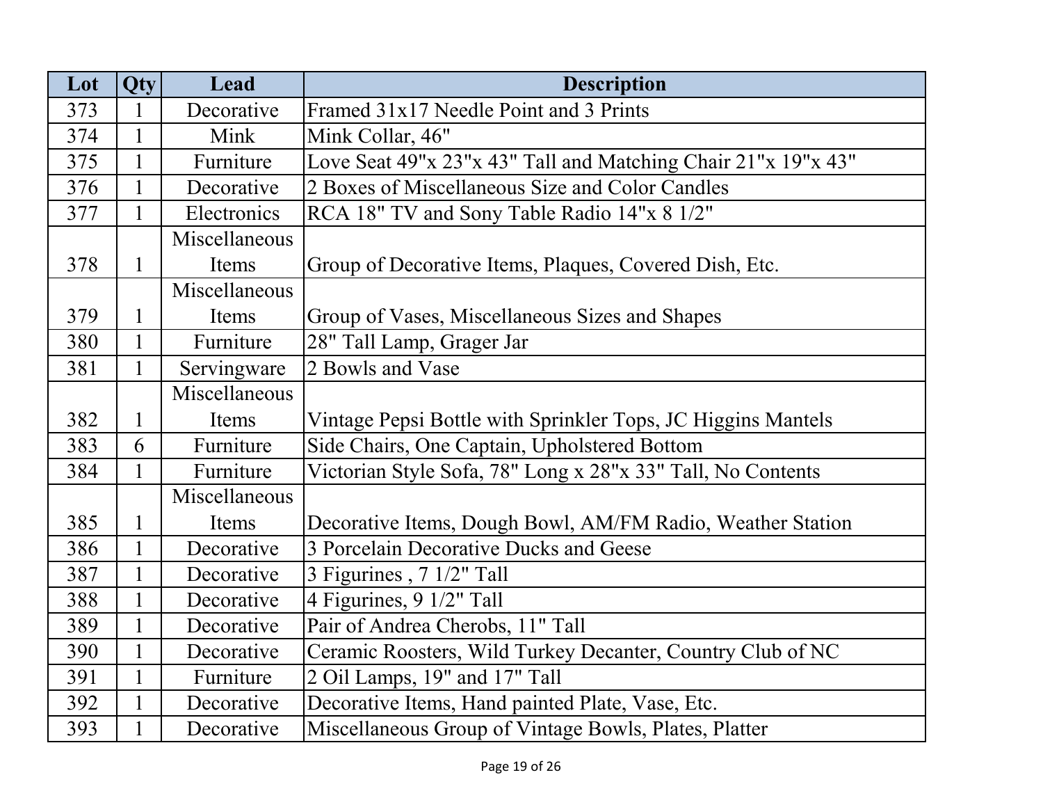| Lot | Qty | Lead | Description |
| --- | --- | --- | --- |
| 373 | 1 | Decorative | Framed 31x17 Needle Point and 3 Prints |
| 374 | 1 | Mink | Mink Collar, 46" |
| 375 | 1 | Furniture | Love Seat 49"x 23"x 43" Tall and Matching Chair 21"x 19"x 43" |
| 376 | 1 | Decorative | 2 Boxes of Miscellaneous Size and Color Candles |
| 377 | 1 | Electronics | RCA 18" TV and Sony Table Radio 14"x 8 1/2" |
| 378 | 1 | Miscellaneous Items | Group of Decorative Items, Plaques, Covered Dish, Etc. |
| 379 | 1 | Miscellaneous Items | Group of Vases, Miscellaneous Sizes and Shapes |
| 380 | 1 | Furniture | 28" Tall Lamp, Grager Jar |
| 381 | 1 | Servingware | 2 Bowls and Vase |
| 382 | 1 | Miscellaneous Items | Vintage Pepsi Bottle with Sprinkler Tops, JC Higgins Mantels |
| 383 | 6 | Furniture | Side Chairs, One Captain, Upholstered Bottom |
| 384 | 1 | Furniture | Victorian Style Sofa, 78" Long x 28"x 33" Tall, No Contents |
| 385 | 1 | Miscellaneous Items | Decorative Items, Dough Bowl, AM/FM Radio, Weather Station |
| 386 | 1 | Decorative | 3 Porcelain Decorative Ducks and Geese |
| 387 | 1 | Decorative | 3 Figurines , 7 1/2" Tall |
| 388 | 1 | Decorative | 4 Figurines, 9 1/2" Tall |
| 389 | 1 | Decorative | Pair of Andrea Cherobs, 11" Tall |
| 390 | 1 | Decorative | Ceramic Roosters, Wild Turkey Decanter, Country Club of NC |
| 391 | 1 | Furniture | 2 Oil Lamps, 19" and 17" Tall |
| 392 | 1 | Decorative | Decorative Items, Hand painted Plate, Vase, Etc. |
| 393 | 1 | Decorative | Miscellaneous Group of Vintage Bowls, Plates, Platter |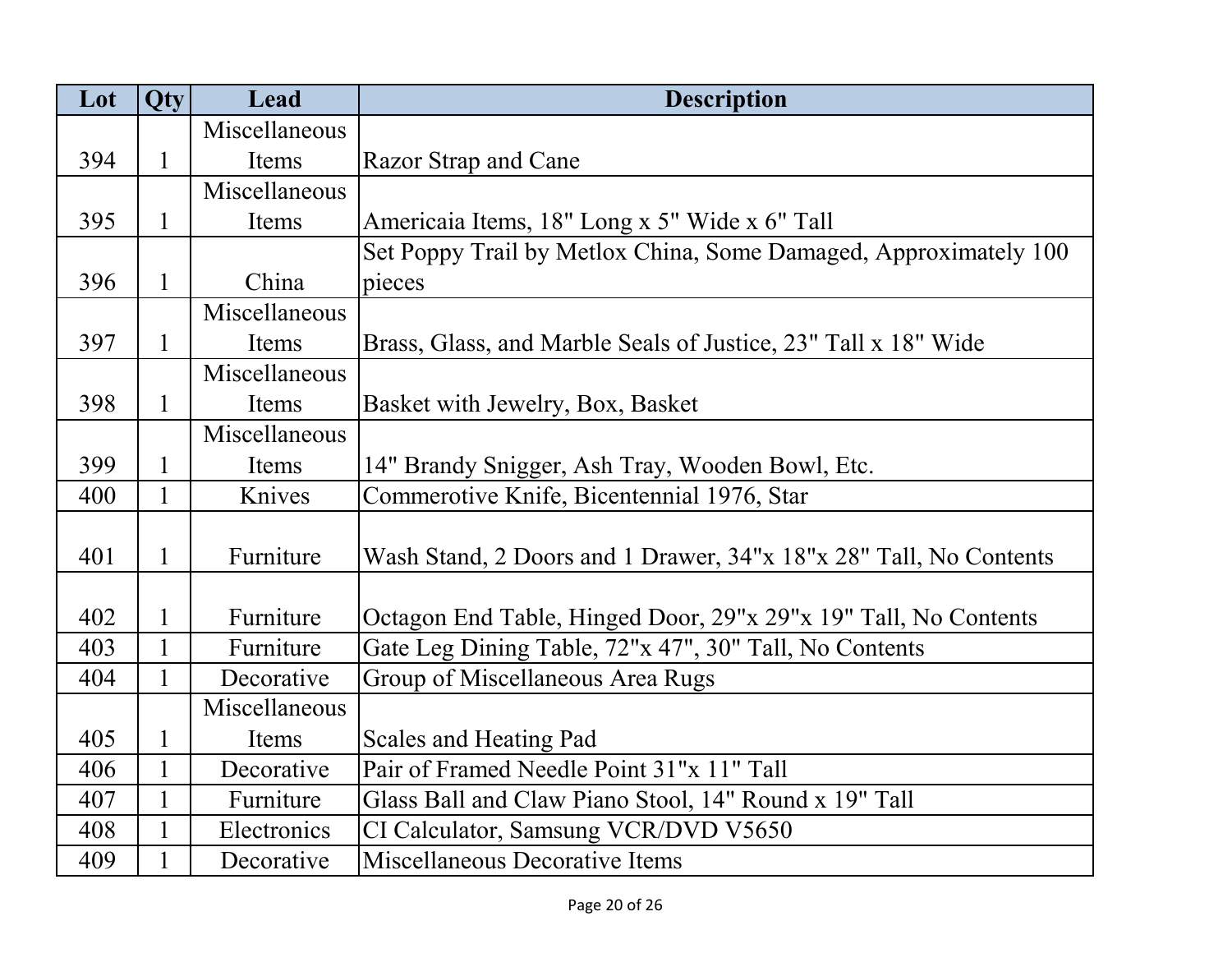| Lot | Qty | Lead | Description |
| --- | --- | --- | --- |
| 394 | 1 | Miscellaneous Items | Razor Strap and Cane |
| 395 | 1 | Miscellaneous Items | Americaia Items, 18" Long x 5" Wide x 6" Tall |
| 396 | 1 | China | Set Poppy Trail by Metlox China, Some Damaged, Approximately 100 pieces |
| 397 | 1 | Miscellaneous Items | Brass, Glass, and Marble Seals of Justice, 23" Tall x 18" Wide |
| 398 | 1 | Miscellaneous Items | Basket with Jewelry, Box, Basket |
| 399 | 1 | Miscellaneous Items | 14" Brandy Snigger, Ash Tray, Wooden Bowl, Etc. |
| 400 | 1 | Knives | Commerotive Knife, Bicentennial 1976, Star |
| 401 | 1 | Furniture | Wash Stand, 2 Doors and 1 Drawer, 34"x 18"x 28" Tall, No Contents |
| 402 | 1 | Furniture | Octagon End Table, Hinged Door, 29"x 29"x 19" Tall, No Contents |
| 403 | 1 | Furniture | Gate Leg Dining Table, 72"x 47", 30" Tall, No Contents |
| 404 | 1 | Decorative | Group of Miscellaneous Area Rugs |
| 405 | 1 | Miscellaneous Items | Scales and Heating Pad |
| 406 | 1 | Decorative | Pair of Framed Needle Point 31"x 11" Tall |
| 407 | 1 | Furniture | Glass Ball and Claw Piano Stool, 14" Round x 19" Tall |
| 408 | 1 | Electronics | CI Calculator, Samsung VCR/DVD V5650 |
| 409 | 1 | Decorative | Miscellaneous Decorative Items |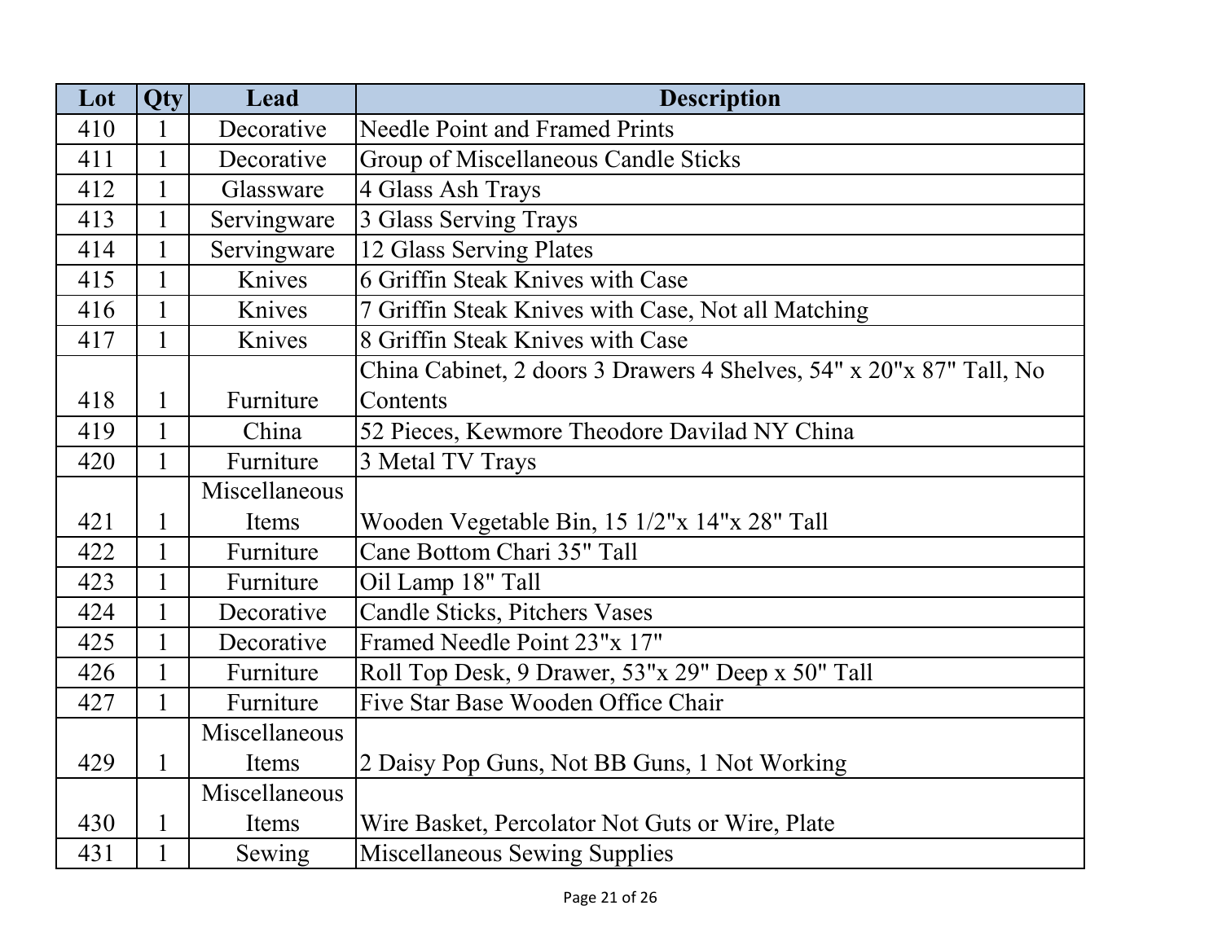| Lot | Qty | Lead | Description |
| --- | --- | --- | --- |
| 410 | 1 | Decorative | Needle Point and Framed Prints |
| 411 | 1 | Decorative | Group of Miscellaneous Candle Sticks |
| 412 | 1 | Glassware | 4 Glass Ash Trays |
| 413 | 1 | Servingware | 3 Glass Serving Trays |
| 414 | 1 | Servingware | 12 Glass Serving Plates |
| 415 | 1 | Knives | 6 Griffin Steak Knives with Case |
| 416 | 1 | Knives | 7 Griffin Steak Knives with Case, Not all Matching |
| 417 | 1 | Knives | 8 Griffin Steak Knives with Case |
| 418 | 1 | Furniture | China Cabinet, 2 doors 3 Drawers 4 Shelves, 54" x 20"x 87" Tall, No Contents |
| 419 | 1 | China | 52 Pieces, Kewmore Theodore Davilad NY China |
| 420 | 1 | Furniture | 3 Metal TV Trays |
| 421 | 1 | Miscellaneous Items | Wooden Vegetable Bin, 15 1/2"x 14"x 28" Tall |
| 422 | 1 | Furniture | Cane Bottom Chari 35" Tall |
| 423 | 1 | Furniture | Oil Lamp 18" Tall |
| 424 | 1 | Decorative | Candle Sticks, Pitchers Vases |
| 425 | 1 | Decorative | Framed Needle Point 23"x 17" |
| 426 | 1 | Furniture | Roll Top Desk, 9 Drawer, 53"x 29" Deep x 50" Tall |
| 427 | 1 | Furniture | Five Star Base Wooden Office Chair |
| 429 | 1 | Miscellaneous Items | 2 Daisy Pop Guns, Not BB Guns, 1 Not Working |
| 430 | 1 | Miscellaneous Items | Wire Basket, Percolator Not Guts or Wire, Plate |
| 431 | 1 | Sewing | Miscellaneous Sewing Supplies |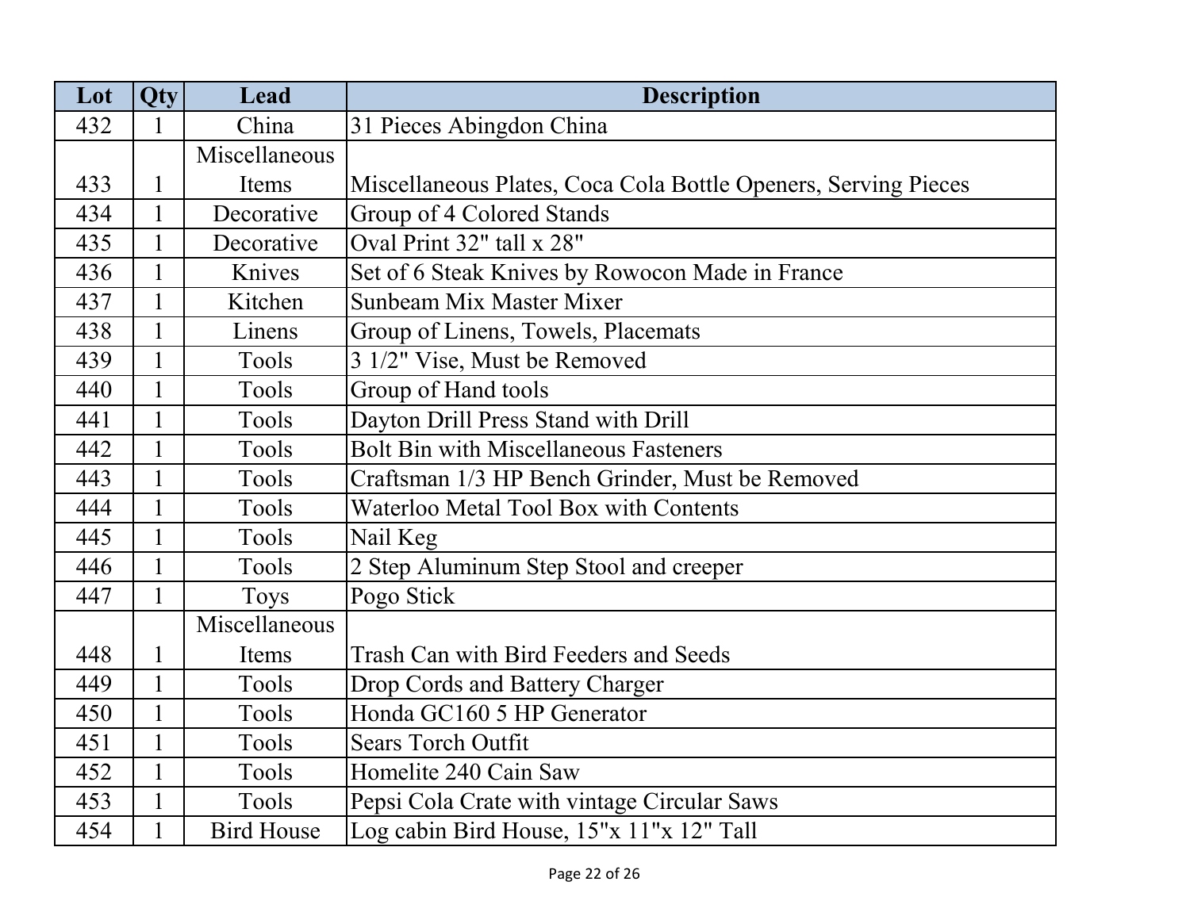| Lot | Qty | Lead | Description |
| --- | --- | --- | --- |
| 432 | 1 | China | 31 Pieces Abingdon China |
| 433 | 1 | Miscellaneous Items | Miscellaneous Plates, Coca Cola Bottle Openers, Serving Pieces |
| 434 | 1 | Decorative | Group of 4 Colored Stands |
| 435 | 1 | Decorative | Oval Print 32" tall x 28" |
| 436 | 1 | Knives | Set of 6 Steak Knives by Rowocon Made in France |
| 437 | 1 | Kitchen | Sunbeam Mix Master Mixer |
| 438 | 1 | Linens | Group of Linens, Towels, Placemats |
| 439 | 1 | Tools | 3 1/2" Vise, Must be Removed |
| 440 | 1 | Tools | Group of Hand tools |
| 441 | 1 | Tools | Dayton Drill Press Stand with Drill |
| 442 | 1 | Tools | Bolt Bin with Miscellaneous Fasteners |
| 443 | 1 | Tools | Craftsman 1/3 HP Bench Grinder, Must be Removed |
| 444 | 1 | Tools | Waterloo Metal Tool Box with Contents |
| 445 | 1 | Tools | Nail Keg |
| 446 | 1 | Tools | 2 Step Aluminum Step Stool and creeper |
| 447 | 1 | Toys | Pogo Stick |
| 448 | 1 | Miscellaneous Items | Trash Can with Bird Feeders and Seeds |
| 449 | 1 | Tools | Drop Cords and Battery Charger |
| 450 | 1 | Tools | Honda GC160 5 HP Generator |
| 451 | 1 | Tools | Sears Torch Outfit |
| 452 | 1 | Tools | Homelite 240 Cain Saw |
| 453 | 1 | Tools | Pepsi Cola Crate with vintage Circular Saws |
| 454 | 1 | Bird House | Log cabin Bird House, 15"x 11"x 12" Tall |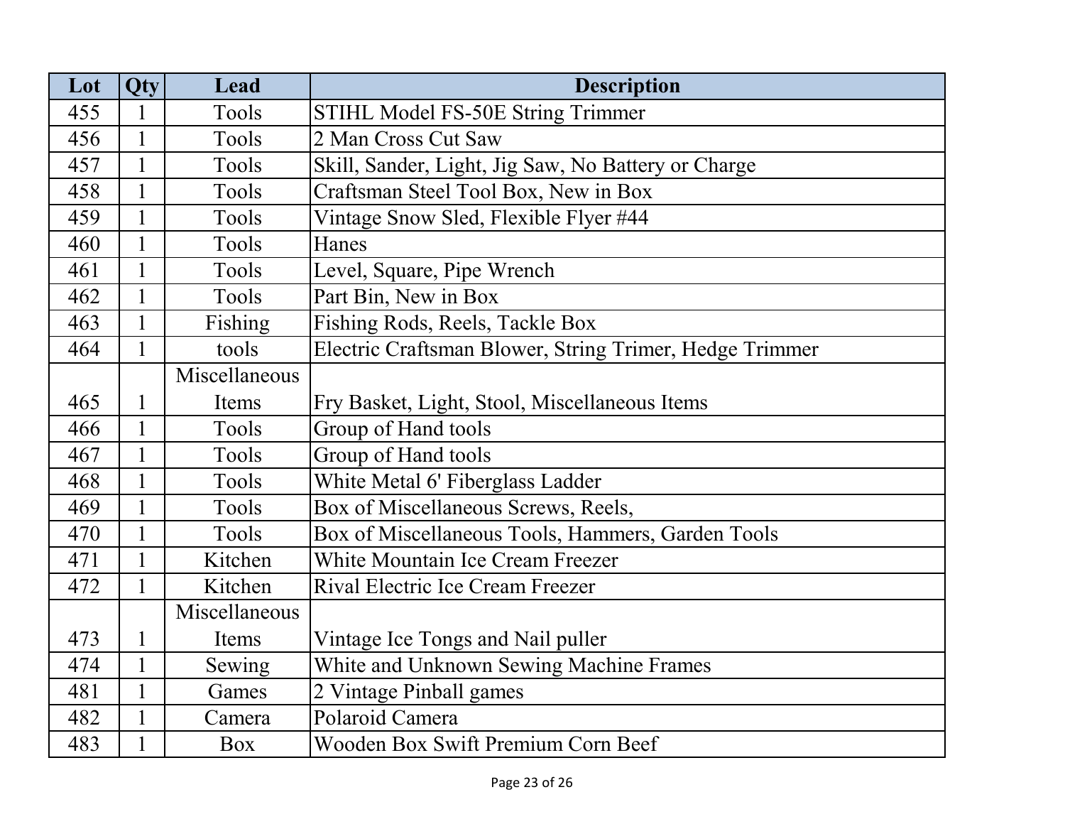| Lot | Qty | Lead | Description |
|---|---|---|---|
| 455 | 1 | Tools | STIHL Model FS-50E String Trimmer |
| 456 | 1 | Tools | 2 Man Cross Cut Saw |
| 457 | 1 | Tools | Skill, Sander, Light, Jig Saw, No Battery or Charge |
| 458 | 1 | Tools | Craftsman Steel Tool Box, New in Box |
| 459 | 1 | Tools | Vintage Snow Sled, Flexible Flyer #44 |
| 460 | 1 | Tools | Hanes |
| 461 | 1 | Tools | Level, Square, Pipe Wrench |
| 462 | 1 | Tools | Part Bin, New in Box |
| 463 | 1 | Fishing | Fishing Rods, Reels, Tackle Box |
| 464 | 1 | tools | Electric Craftsman Blower, String Trimer, Hedge Trimmer |
| 465 | 1 | Miscellaneous Items | Fry Basket, Light, Stool, Miscellaneous Items |
| 466 | 1 | Tools | Group of Hand tools |
| 467 | 1 | Tools | Group of Hand tools |
| 468 | 1 | Tools | White Metal 6' Fiberglass Ladder |
| 469 | 1 | Tools | Box of Miscellaneous Screws, Reels, |
| 470 | 1 | Tools | Box of Miscellaneous Tools, Hammers, Garden Tools |
| 471 | 1 | Kitchen | White Mountain Ice Cream Freezer |
| 472 | 1 | Kitchen | Rival Electric Ice Cream Freezer |
| 473 | 1 | Miscellaneous Items | Vintage Ice Tongs and Nail puller |
| 474 | 1 | Sewing | White and Unknown Sewing Machine Frames |
| 481 | 1 | Games | 2 Vintage Pinball games |
| 482 | 1 | Camera | Polaroid Camera |
| 483 | 1 | Box | Wooden Box Swift Premium Corn Beef |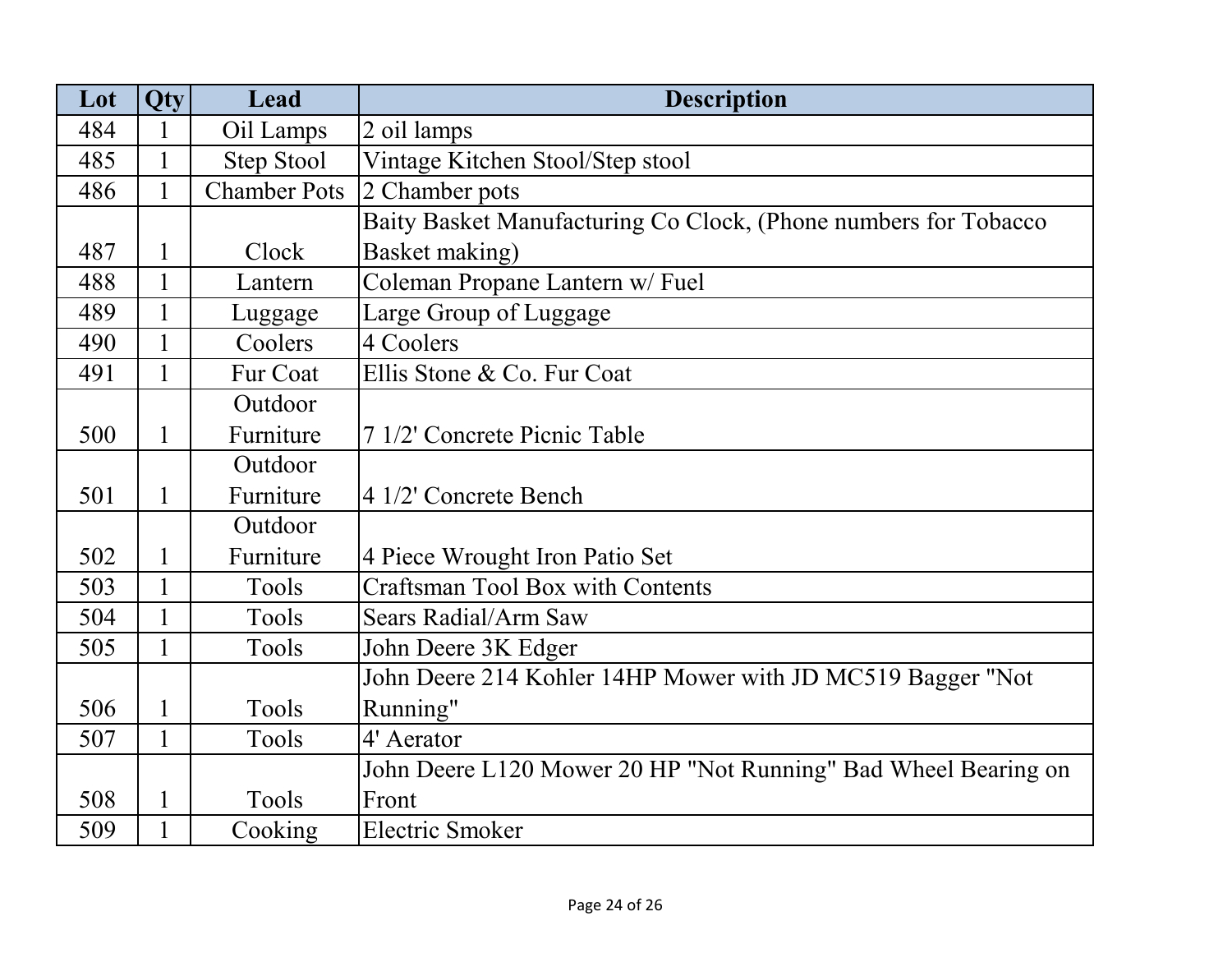| Lot | Qty | Lead | Description |
| --- | --- | --- | --- |
| 484 | 1 | Oil Lamps | 2 oil lamps |
| 485 | 1 | Step Stool | Vintage Kitchen Stool/Step stool |
| 486 | 1 | Chamber Pots | 2 Chamber pots |
| 487 | 1 | Clock | Baity Basket Manufacturing Co Clock, (Phone numbers for Tobacco Basket making) |
| 488 | 1 | Lantern | Coleman Propane Lantern w/ Fuel |
| 489 | 1 | Luggage | Large Group of Luggage |
| 490 | 1 | Coolers | 4 Coolers |
| 491 | 1 | Fur Coat | Ellis Stone & Co. Fur Coat |
| 500 | 1 | Outdoor Furniture | 7 1/2' Concrete Picnic Table |
| 501 | 1 | Outdoor Furniture | 4 1/2' Concrete Bench |
| 502 | 1 | Outdoor Furniture | 4 Piece Wrought Iron Patio Set |
| 503 | 1 | Tools | Craftsman Tool Box with Contents |
| 504 | 1 | Tools | Sears Radial/Arm Saw |
| 505 | 1 | Tools | John Deere 3K Edger |
| 506 | 1 | Tools | John Deere 214 Kohler 14HP Mower with JD MC519 Bagger "Not Running" |
| 507 | 1 | Tools | 4' Aerator |
| 508 | 1 | Tools | John Deere L120 Mower 20 HP "Not Running" Bad Wheel Bearing on Front |
| 509 | 1 | Cooking | Electric Smoker |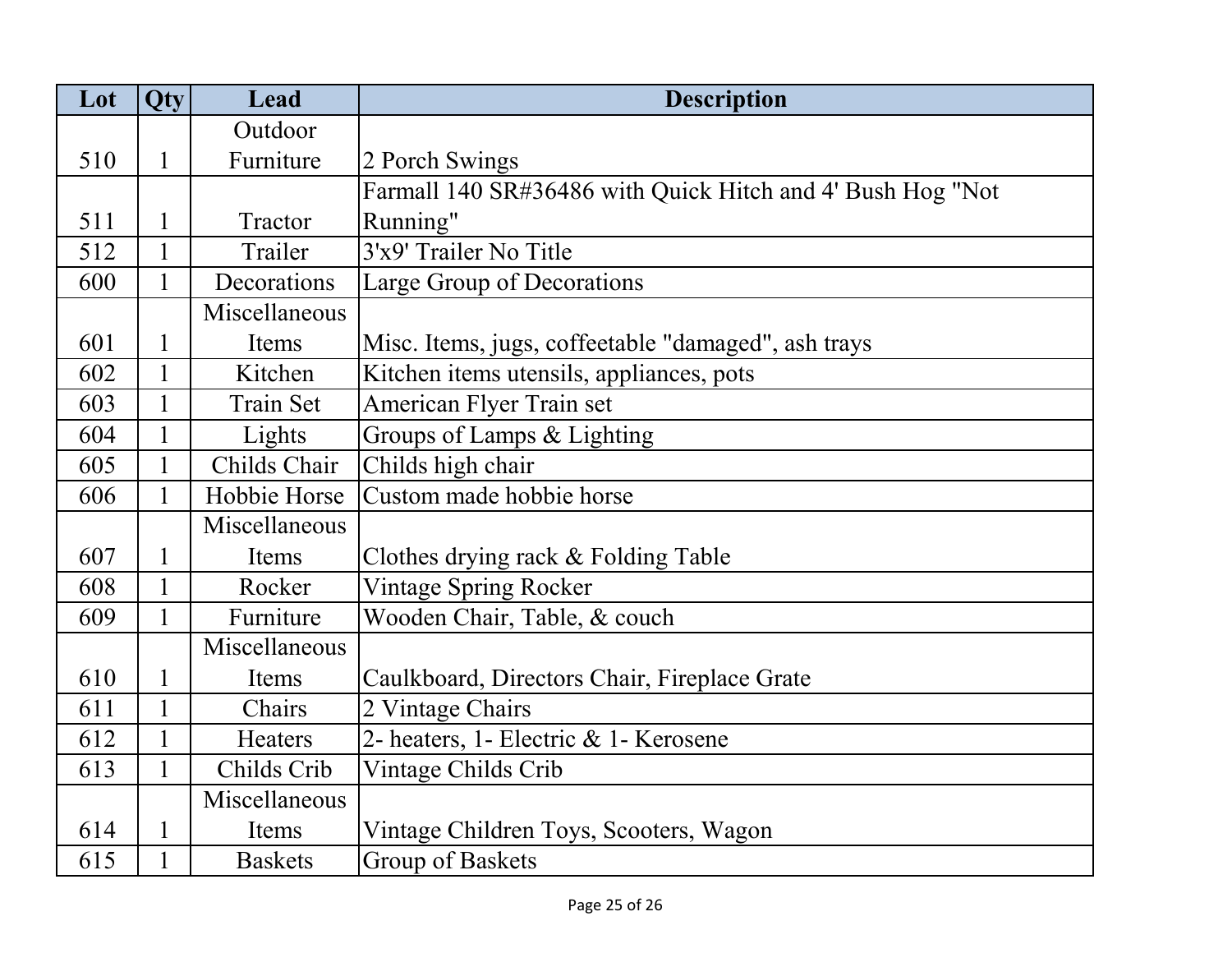| Lot | Qty | Lead | Description |
|---|---|---|---|
| 510 | 1 | Outdoor Furniture | 2 Porch Swings |
| 511 | 1 | Tractor | Farmall 140 SR#36486 with Quick Hitch and 4' Bush Hog "Not Running" |
| 512 | 1 | Trailer | 3'x9' Trailer No Title |
| 600 | 1 | Decorations | Large Group of Decorations |
| 601 | 1 | Miscellaneous Items | Misc. Items, jugs, coffeetable "damaged", ash trays |
| 602 | 1 | Kitchen | Kitchen items utensils, appliances, pots |
| 603 | 1 | Train Set | American Flyer Train set |
| 604 | 1 | Lights | Groups of Lamps & Lighting |
| 605 | 1 | Childs Chair | Childs high chair |
| 606 | 1 | Hobbie Horse | Custom made hobbie horse |
| 607 | 1 | Miscellaneous Items | Clothes drying rack & Folding Table |
| 608 | 1 | Rocker | Vintage Spring Rocker |
| 609 | 1 | Furniture | Wooden Chair, Table, & couch |
| 610 | 1 | Miscellaneous Items | Caulkboard, Directors Chair, Fireplace Grate |
| 611 | 1 | Chairs | 2 Vintage Chairs |
| 612 | 1 | Heaters | 2- heaters, 1- Electric & 1- Kerosene |
| 613 | 1 | Childs Crib | Vintage Childs Crib |
| 614 | 1 | Miscellaneous Items | Vintage Children Toys, Scooters, Wagon |
| 615 | 1 | Baskets | Group of Baskets |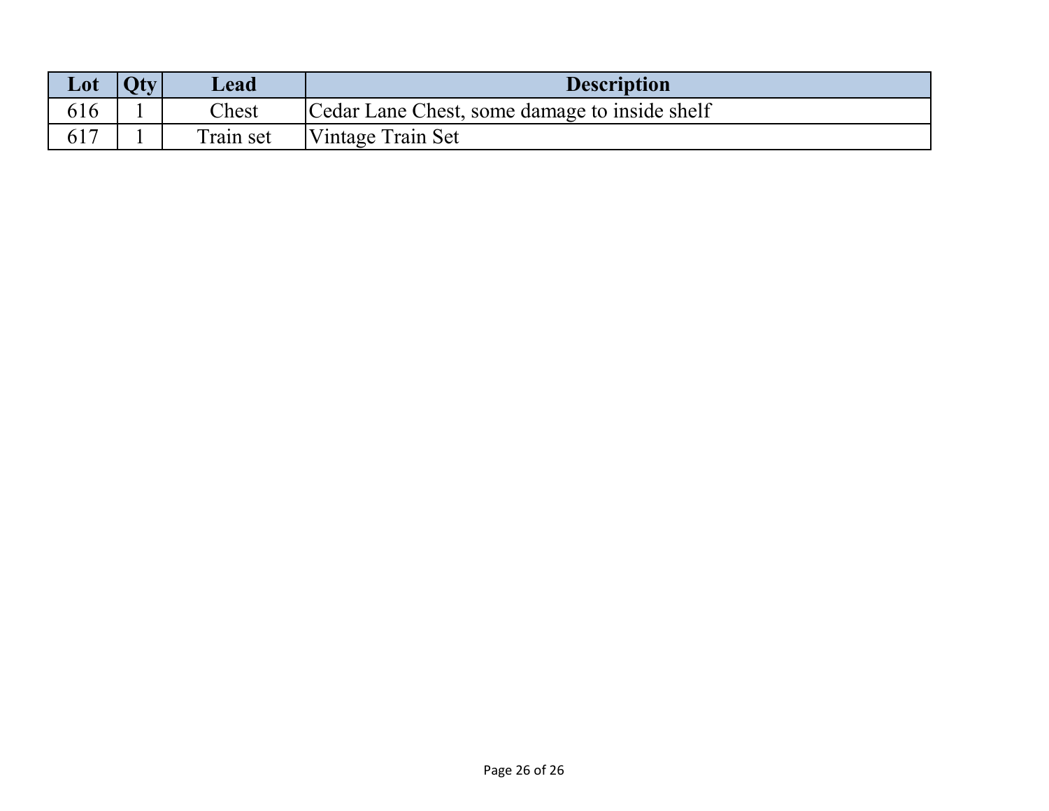| Lot | Qty | Lead | Description |
|---|---|---|---|
| 616 | 1 | Chest | Cedar Lane Chest, some damage to inside shelf |
| 617 | 1 | Train set | Vintage Train Set |